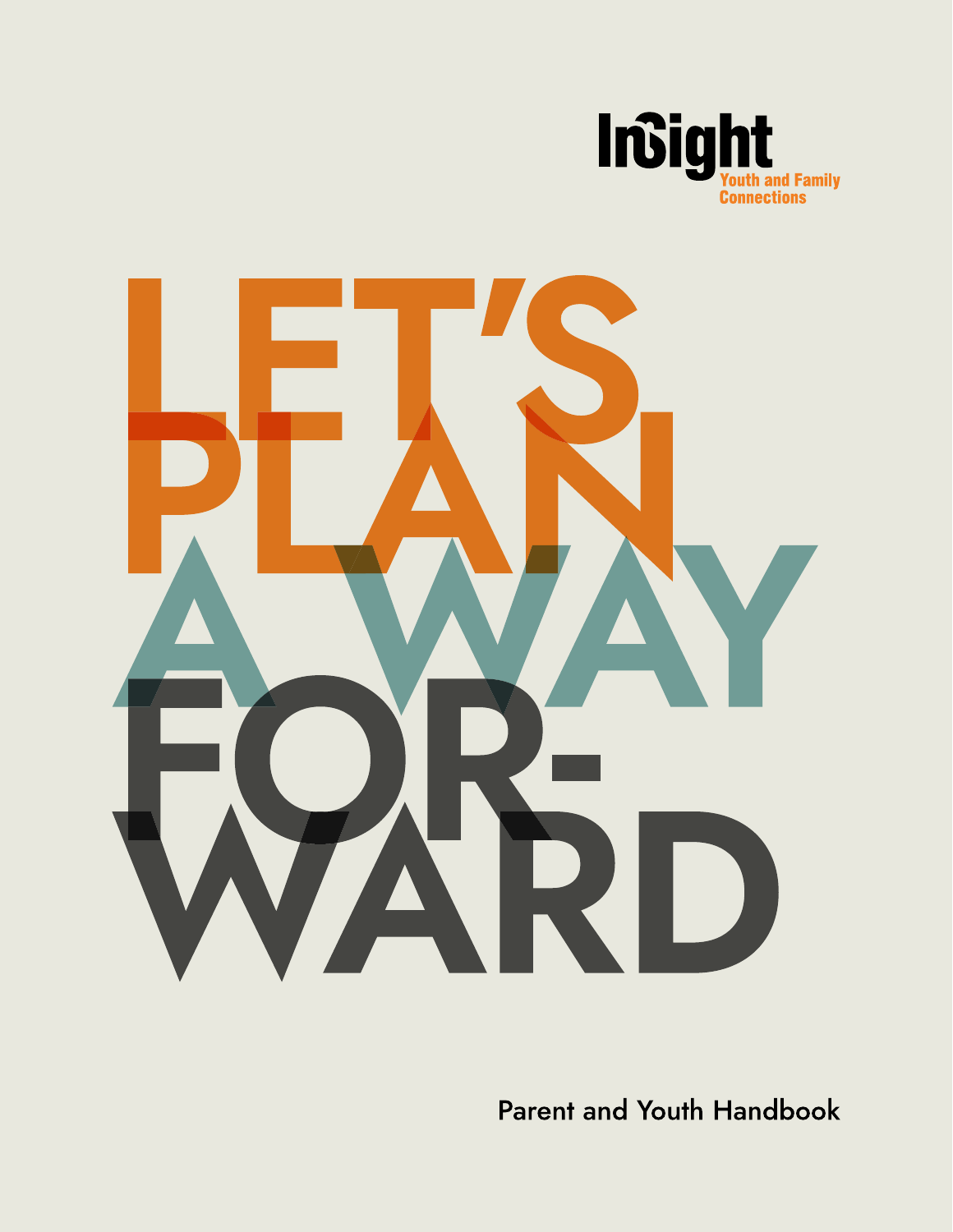Insight
Youth and Family Connections

# LET'S PLAN A WAY FOR-WARD

Parent and Youth Handbook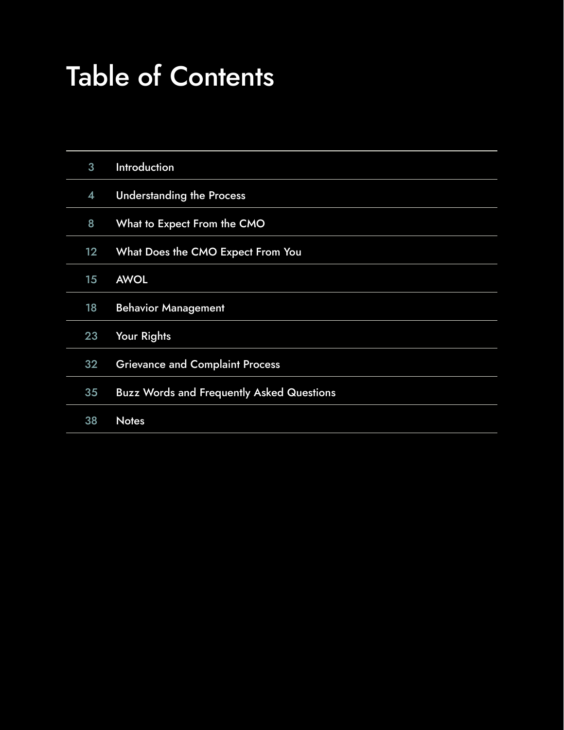# Table of Contents

| | |
|---|---|
| 3 | Introduction |
| 4 | Understanding the Process |
| 8 | What to Expect From the CMO |
| 12 | What Does the CMO Expect From You |
| 15 | AWOL |
| 18 | Behavior Management |
| 23 | Your Rights |
| 32 | Grievance and Complaint Process |
| 35 | Buzz Words and Frequently Asked Questions |
| 38 | Notes |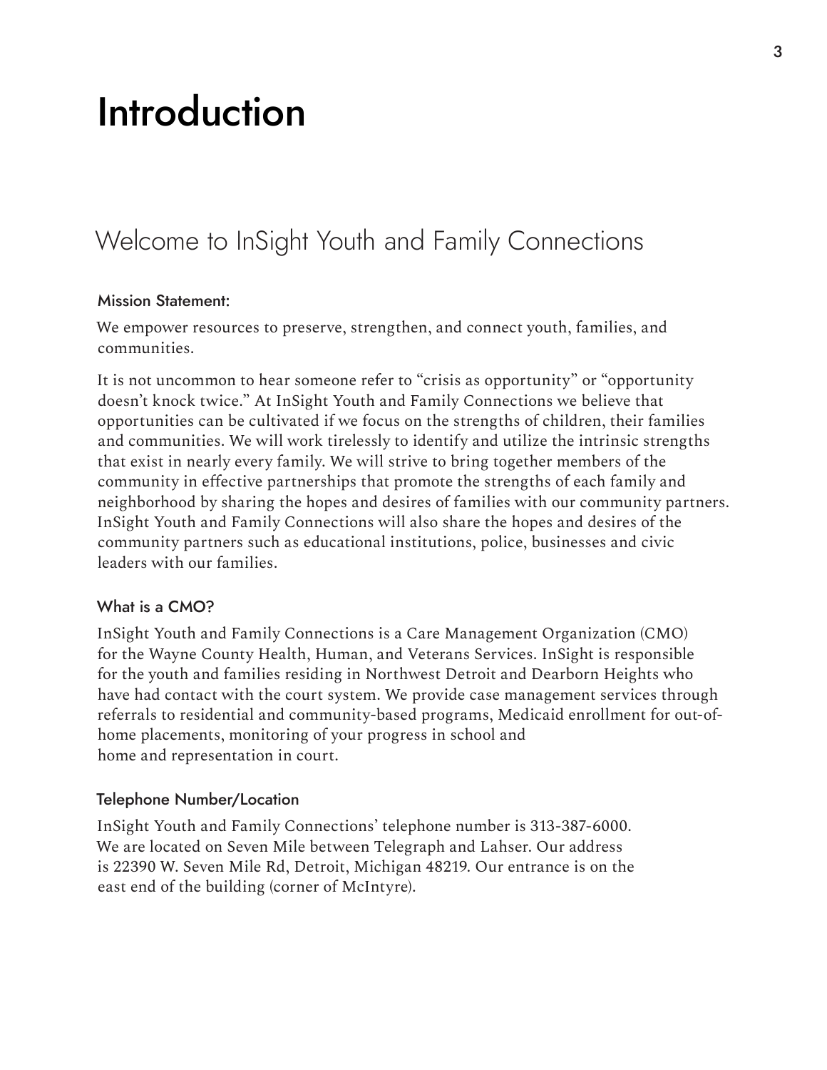# Introduction

## Welcome to InSight Youth and Family Connections

### Mission Statement:

We empower resources to preserve, strengthen, and connect youth, families, and communities.

It is not uncommon to hear someone refer to "crisis as opportunity" or "opportunity doesn't knock twice." At InSight Youth and Family Connections we believe that opportunities can be cultivated if we focus on the strengths of children, their families and communities. We will work tirelessly to identify and utilize the intrinsic strengths that exist in nearly every family. We will strive to bring together members of the community in effective partnerships that promote the strengths of each family and neighborhood by sharing the hopes and desires of families with our community partners. InSight Youth and Family Connections will also share the hopes and desires of the community partners such as educational institutions, police, businesses and civic leaders with our families.

### What is a CMO?

InSight Youth and Family Connections is a Care Management Organization (CMO) for the Wayne County Health, Human, and Veterans Services. InSight is responsible for the youth and families residing in Northwest Detroit and Dearborn Heights who have had contact with the court system. We provide case management services through referrals to residential and community-based programs, Medicaid enrollment for out-of-home placements, monitoring of your progress in school and home and representation in court.

### Telephone Number/Location

InSight Youth and Family Connections' telephone number is 313-387-6000. We are located on Seven Mile between Telegraph and Lahser. Our address is 22390 W. Seven Mile Rd, Detroit, Michigan 48219. Our entrance is on the east end of the building (corner of McIntyre).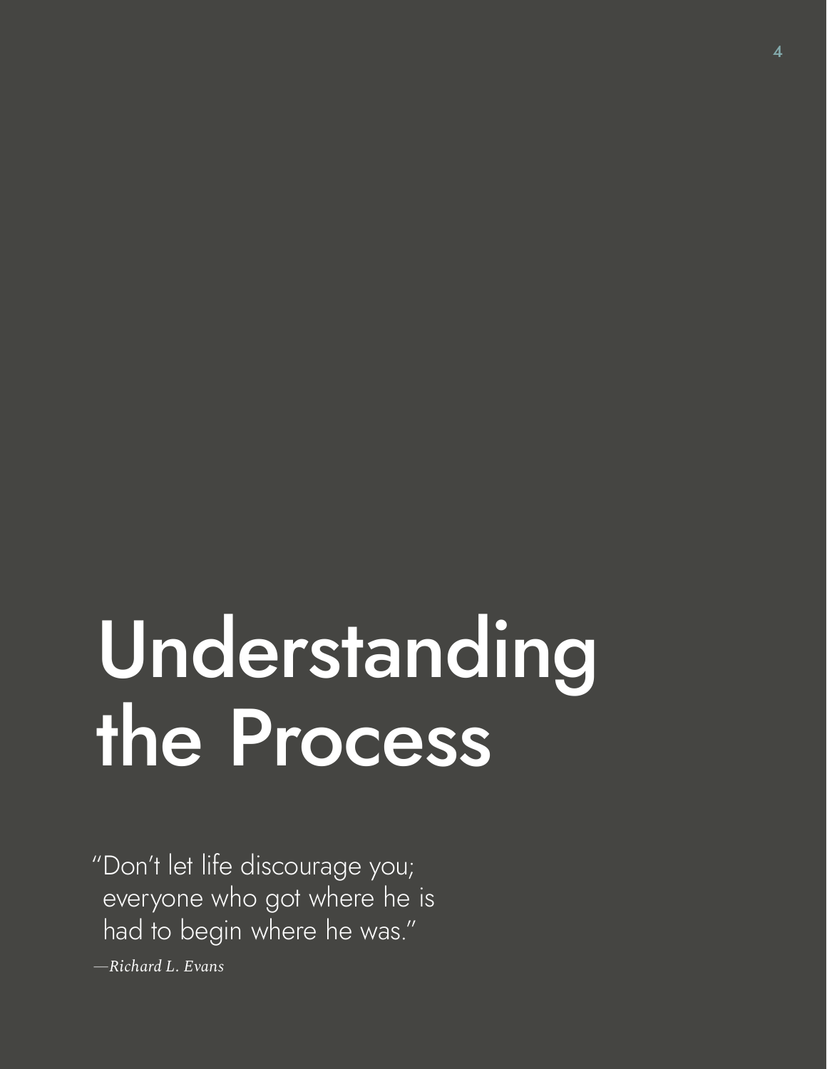# Understanding the Process

"Don't let life discourage you;
everyone who got where he is
had to begin where he was."

*—Richard L. Evans*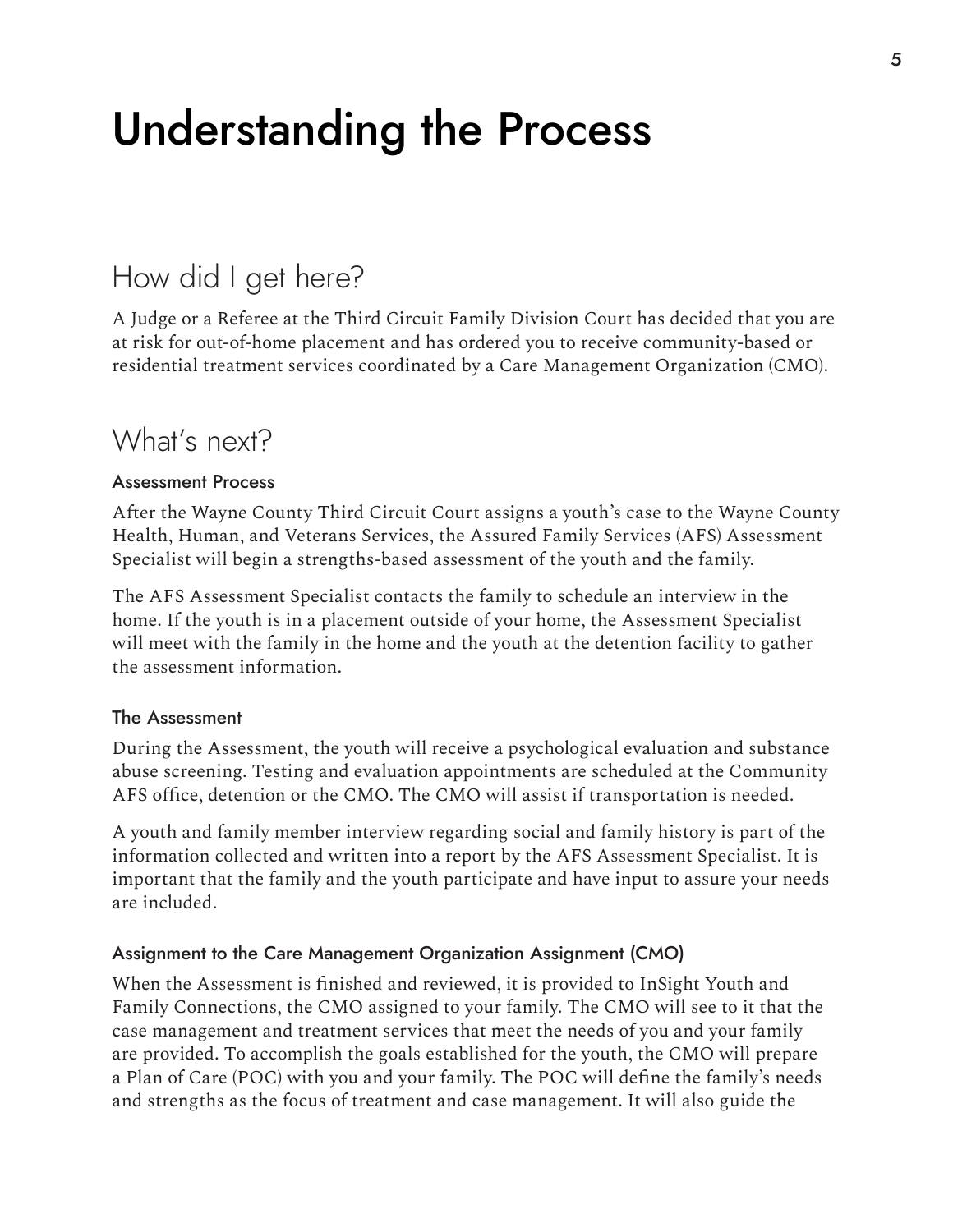# Understanding the Process

## How did I get here?

A Judge or a Referee at the Third Circuit Family Division Court has decided that you are at risk for out-of-home placement and has ordered you to receive community-based or residential treatment services coordinated by a Care Management Organization (CMO).

## What's next?

### Assessment Process

After the Wayne County Third Circuit Court assigns a youth's case to the Wayne County Health, Human, and Veterans Services, the Assured Family Services (AFS) Assessment Specialist will begin a strengths-based assessment of the youth and the family.

The AFS Assessment Specialist contacts the family to schedule an interview in the home. If the youth is in a placement outside of your home, the Assessment Specialist will meet with the family in the home and the youth at the detention facility to gather the assessment information.

### The Assessment

During the Assessment, the youth will receive a psychological evaluation and substance abuse screening. Testing and evaluation appointments are scheduled at the Community AFS office, detention or the CMO. The CMO will assist if transportation is needed.

A youth and family member interview regarding social and family history is part of the information collected and written into a report by the AFS Assessment Specialist. It is important that the family and the youth participate and have input to assure your needs are included.

### Assignment to the Care Management Organization Assignment (CMO)

When the Assessment is finished and reviewed, it is provided to InSight Youth and Family Connections, the CMO assigned to your family. The CMO will see to it that the case management and treatment services that meet the needs of you and your family are provided. To accomplish the goals established for the youth, the CMO will prepare a Plan of Care (POC) with you and your family. The POC will define the family's needs and strengths as the focus of treatment and case management. It will also guide the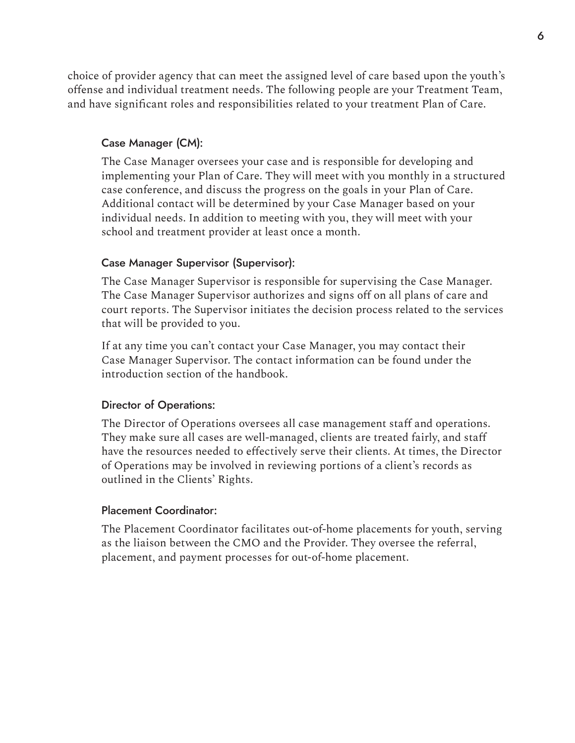choice of provider agency that can meet the assigned level of care based upon the youth's offense and individual treatment needs. The following people are your Treatment Team, and have significant roles and responsibilities related to your treatment Plan of Care.

### Case Manager (CM):

The Case Manager oversees your case and is responsible for developing and implementing your Plan of Care. They will meet with you monthly in a structured case conference, and discuss the progress on the goals in your Plan of Care. Additional contact will be determined by your Case Manager based on your individual needs. In addition to meeting with you, they will meet with your school and treatment provider at least once a month.

### Case Manager Supervisor (Supervisor):

The Case Manager Supervisor is responsible for supervising the Case Manager. The Case Manager Supervisor authorizes and signs off on all plans of care and court reports. The Supervisor initiates the decision process related to the services that will be provided to you.

If at any time you can't contact your Case Manager, you may contact their Case Manager Supervisor. The contact information can be found under the introduction section of the handbook.

### Director of Operations:

The Director of Operations oversees all case management staff and operations. They make sure all cases are well-managed, clients are treated fairly, and staff have the resources needed to effectively serve their clients. At times, the Director of Operations may be involved in reviewing portions of a client's records as outlined in the Clients' Rights.

### Placement Coordinator:

The Placement Coordinator facilitates out-of-home placements for youth, serving as the liaison between the CMO and the Provider. They oversee the referral, placement, and payment processes for out-of-home placement.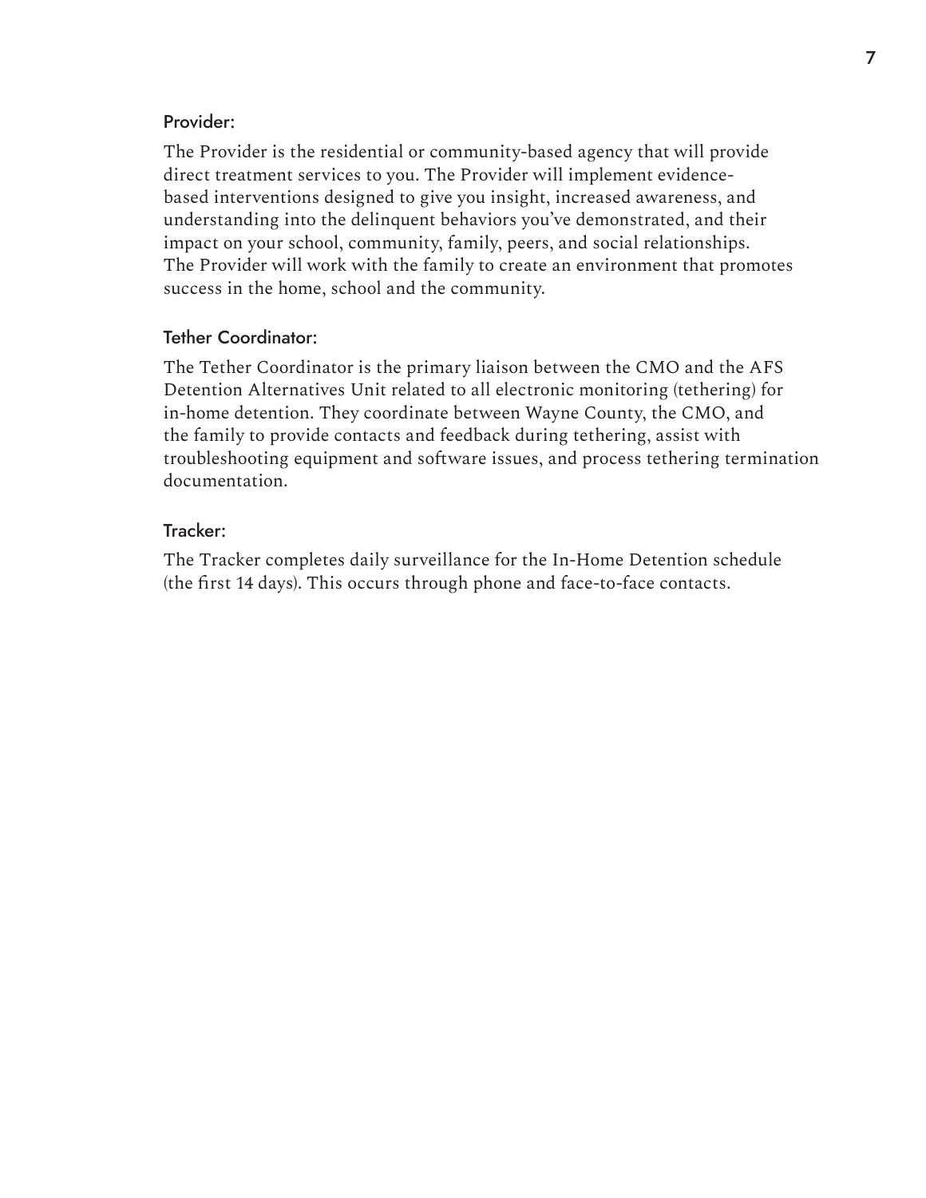### Provider:

The Provider is the residential or community-based agency that will provide direct treatment services to you. The Provider will implement evidence-based interventions designed to give you insight, increased awareness, and understanding into the delinquent behaviors you've demonstrated, and their impact on your school, community, family, peers, and social relationships. The Provider will work with the family to create an environment that promotes success in the home, school and the community.

### Tether Coordinator:

The Tether Coordinator is the primary liaison between the CMO and the AFS Detention Alternatives Unit related to all electronic monitoring (tethering) for in-home detention. They coordinate between Wayne County, the CMO, and the family to provide contacts and feedback during tethering, assist with troubleshooting equipment and software issues, and process tethering termination documentation.

### Tracker:

The Tracker completes daily surveillance for the In-Home Detention schedule (the first 14 days). This occurs through phone and face-to-face contacts.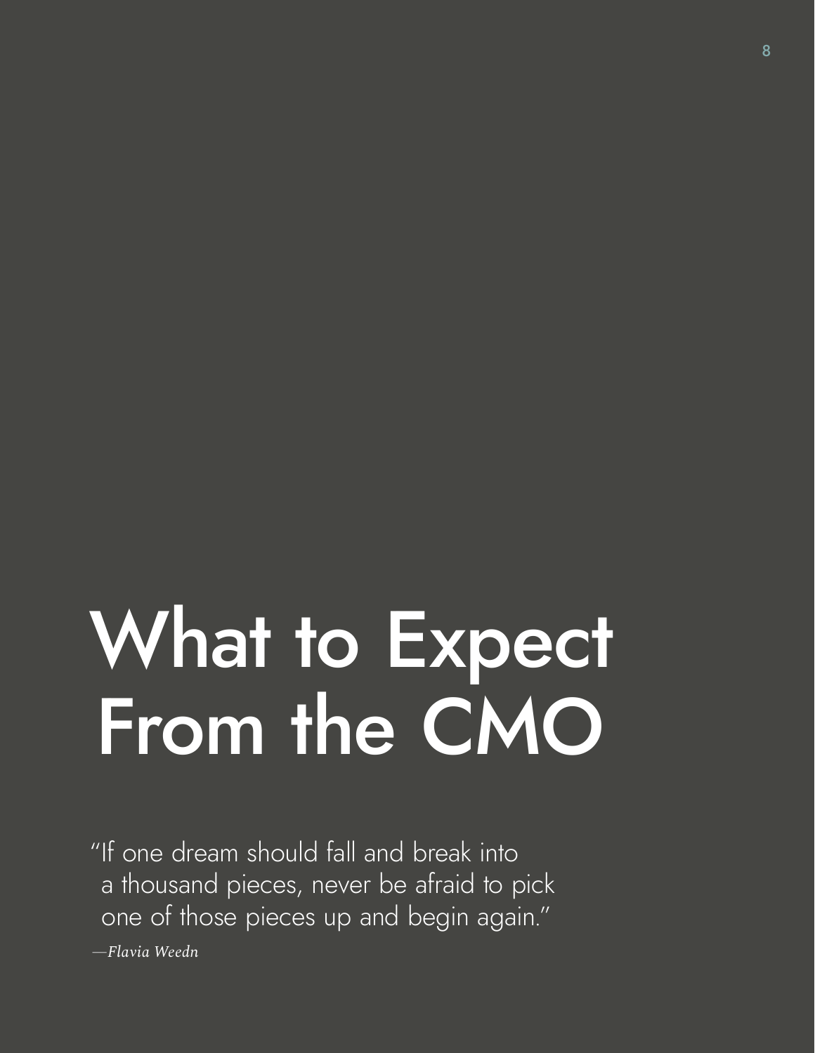# What to Expect From the CMO

"If one dream should fall and break into a thousand pieces, never be afraid to pick one of those pieces up and begin again."

*—Flavia Weedn*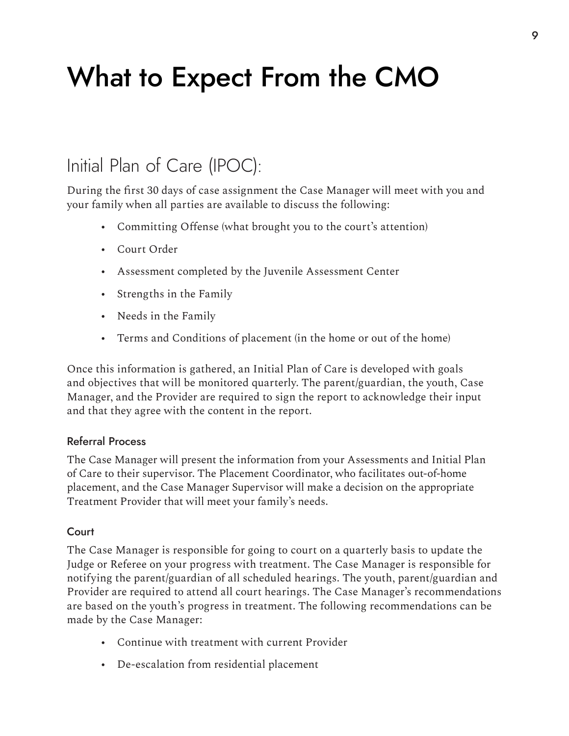# What to Expect From the CMO

## Initial Plan of Care (IPOC):

During the first 30 days of case assignment the Case Manager will meet with you and your family when all parties are available to discuss the following:

- Committing Offense (what brought you to the court's attention)
- Court Order
- Assessment completed by the Juvenile Assessment Center
- Strengths in the Family
- Needs in the Family
- Terms and Conditions of placement (in the home or out of the home)

Once this information is gathered, an Initial Plan of Care is developed with goals and objectives that will be monitored quarterly. The parent/guardian, the youth, Case Manager, and the Provider are required to sign the report to acknowledge their input and that they agree with the content in the report.

### Referral Process

The Case Manager will present the information from your Assessments and Initial Plan of Care to their supervisor. The Placement Coordinator, who facilitates out-of-home placement, and the Case Manager Supervisor will make a decision on the appropriate Treatment Provider that will meet your family's needs.

### Court

The Case Manager is responsible for going to court on a quarterly basis to update the Judge or Referee on your progress with treatment. The Case Manager is responsible for notifying the parent/guardian of all scheduled hearings. The youth, parent/guardian and Provider are required to attend all court hearings. The Case Manager's recommendations are based on the youth's progress in treatment. The following recommendations can be made by the Case Manager:

- Continue with treatment with current Provider
- De-escalation from residential placement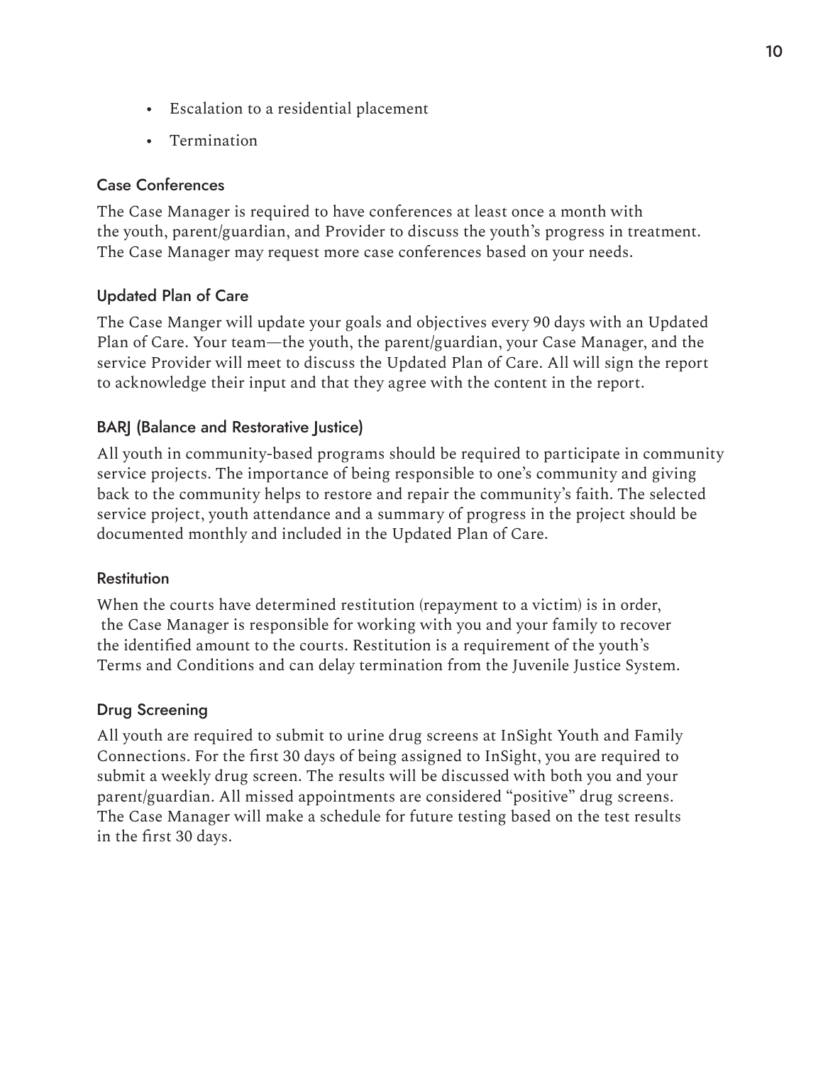- Escalation to a residential placement
- Termination

### Case Conferences

The Case Manager is required to have conferences at least once a month with the youth, parent/guardian, and Provider to discuss the youth's progress in treatment. The Case Manager may request more case conferences based on your needs.

### Updated Plan of Care

The Case Manger will update your goals and objectives every 90 days with an Updated Plan of Care. Your team—the youth, the parent/guardian, your Case Manager, and the service Provider will meet to discuss the Updated Plan of Care. All will sign the report to acknowledge their input and that they agree with the content in the report.

### BARJ (Balance and Restorative Justice)

All youth in community-based programs should be required to participate in community service projects. The importance of being responsible to one's community and giving back to the community helps to restore and repair the community's faith. The selected service project, youth attendance and a summary of progress in the project should be documented monthly and included in the Updated Plan of Care.

### Restitution

When the courts have determined restitution (repayment to a victim) is in order, the Case Manager is responsible for working with you and your family to recover the identified amount to the courts. Restitution is a requirement of the youth's Terms and Conditions and can delay termination from the Juvenile Justice System.

### Drug Screening

All youth are required to submit to urine drug screens at InSight Youth and Family Connections. For the first 30 days of being assigned to InSight, you are required to submit a weekly drug screen. The results will be discussed with both you and your parent/guardian. All missed appointments are considered "positive" drug screens. The Case Manager will make a schedule for future testing based on the test results in the first 30 days.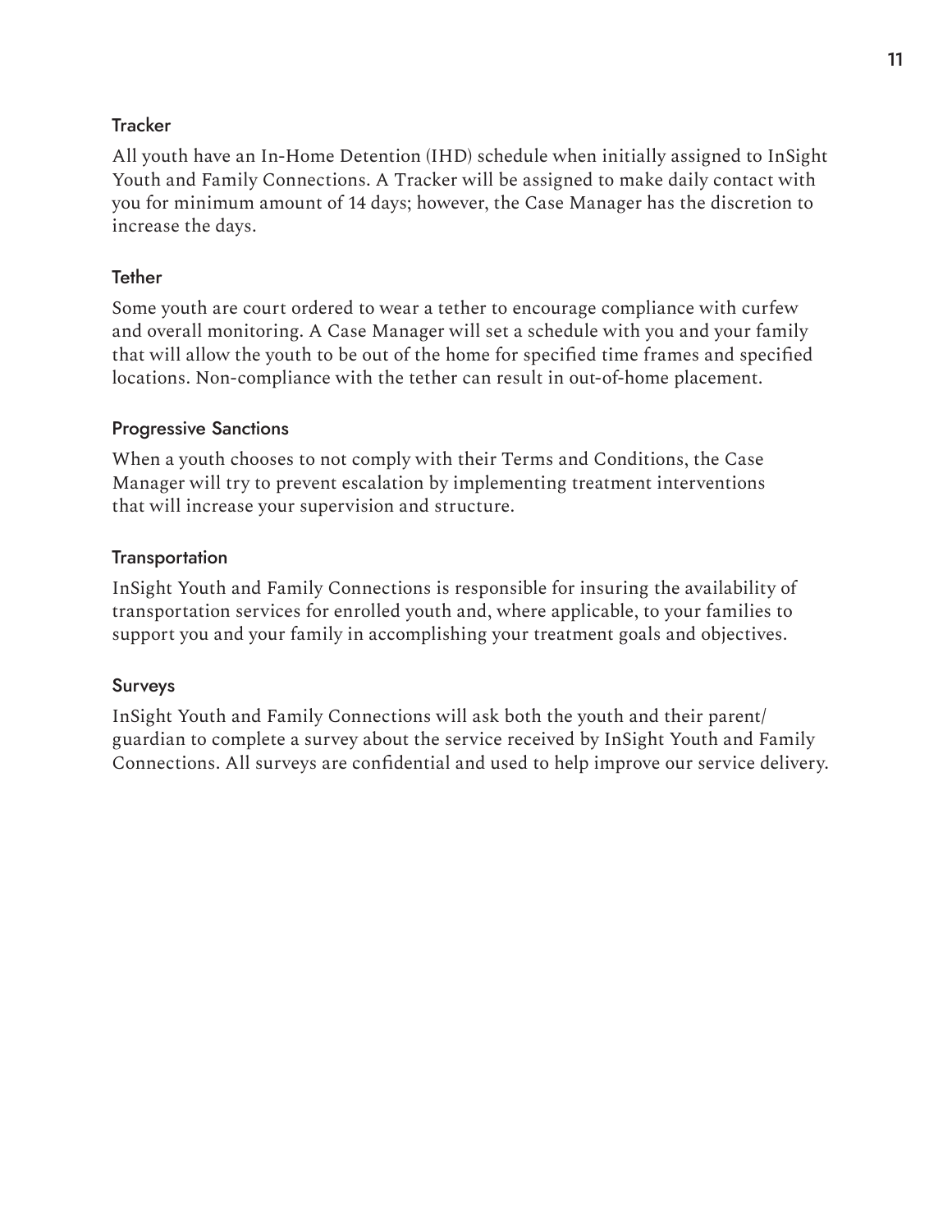### Tracker

All youth have an In-Home Detention (IHD) schedule when initially assigned to InSight Youth and Family Connections. A Tracker will be assigned to make daily contact with you for minimum amount of 14 days; however, the Case Manager has the discretion to increase the days.

### Tether

Some youth are court ordered to wear a tether to encourage compliance with curfew and overall monitoring. A Case Manager will set a schedule with you and your family that will allow the youth to be out of the home for specified time frames and specified locations. Non-compliance with the tether can result in out-of-home placement.

### Progressive Sanctions

When a youth chooses to not comply with their Terms and Conditions, the Case Manager will try to prevent escalation by implementing treatment interventions that will increase your supervision and structure.

### Transportation

InSight Youth and Family Connections is responsible for insuring the availability of transportation services for enrolled youth and, where applicable, to your families to support you and your family in accomplishing your treatment goals and objectives.

### Surveys

InSight Youth and Family Connections will ask both the youth and their parent/guardian to complete a survey about the service received by InSight Youth and Family Connections. All surveys are confidential and used to help improve our service delivery.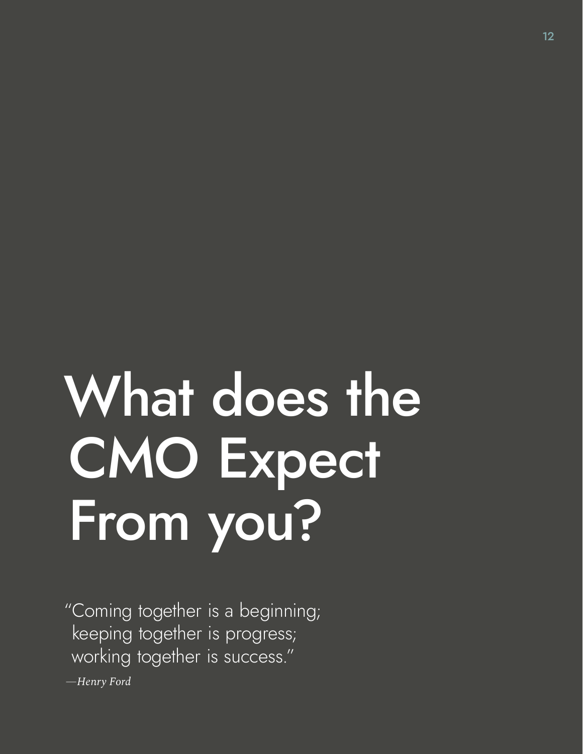# What does the CMO Expect From you?

"Coming together is a beginning;
keeping together is progress;
working together is success."

*—Henry Ford*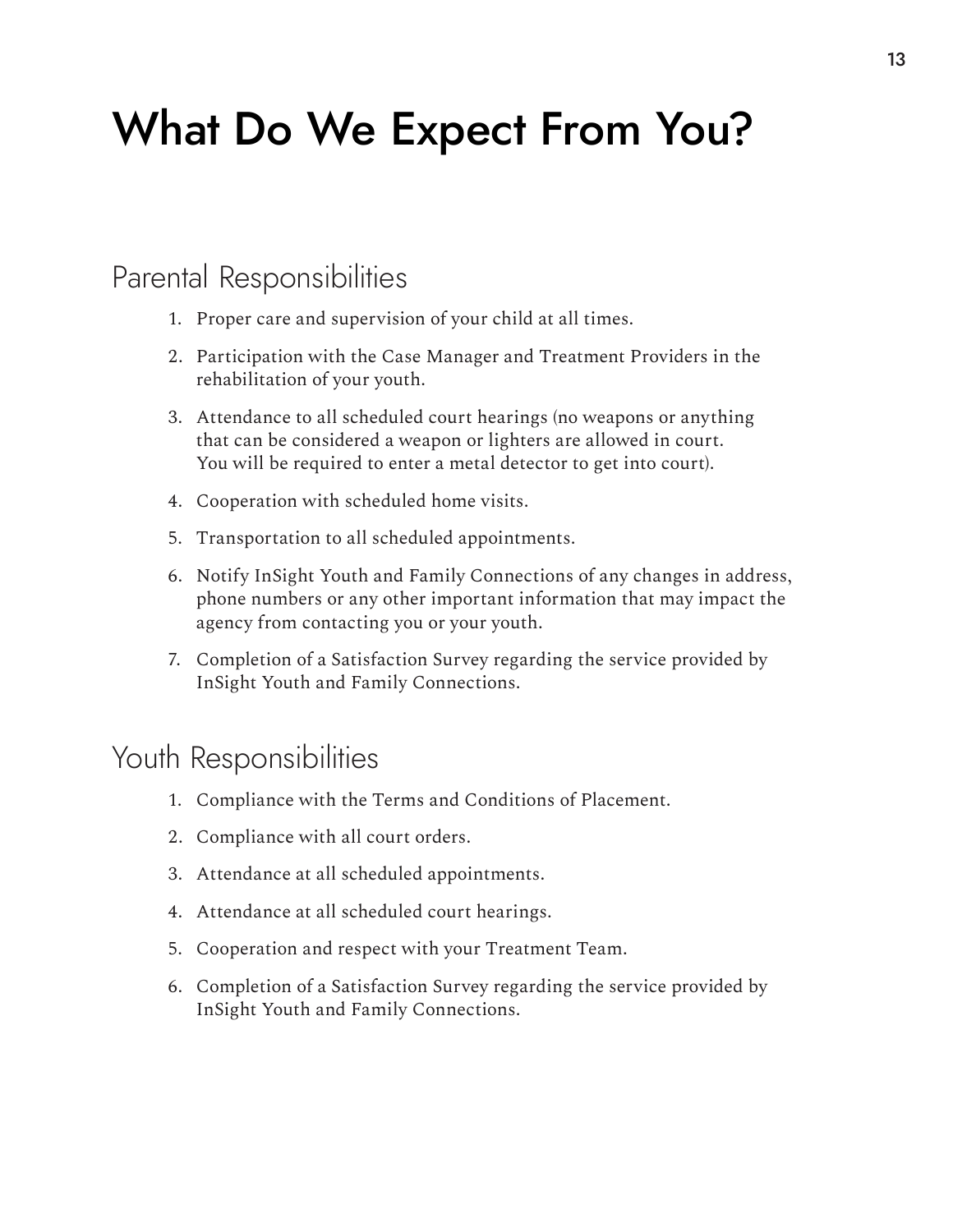# What Do We Expect From You?

## Parental Responsibilities

1. Proper care and supervision of your child at all times.
2. Participation with the Case Manager and Treatment Providers in the rehabilitation of your youth.
3. Attendance to all scheduled court hearings (no weapons or anything that can be considered a weapon or lighters are allowed in court. You will be required to enter a metal detector to get into court).
4. Cooperation with scheduled home visits.
5. Transportation to all scheduled appointments.
6. Notify InSight Youth and Family Connections of any changes in address, phone numbers or any other important information that may impact the agency from contacting you or your youth.
7. Completion of a Satisfaction Survey regarding the service provided by InSight Youth and Family Connections.

## Youth Responsibilities

1. Compliance with the Terms and Conditions of Placement.
2. Compliance with all court orders.
3. Attendance at all scheduled appointments.
4. Attendance at all scheduled court hearings.
5. Cooperation and respect with your Treatment Team.
6. Completion of a Satisfaction Survey regarding the service provided by InSight Youth and Family Connections.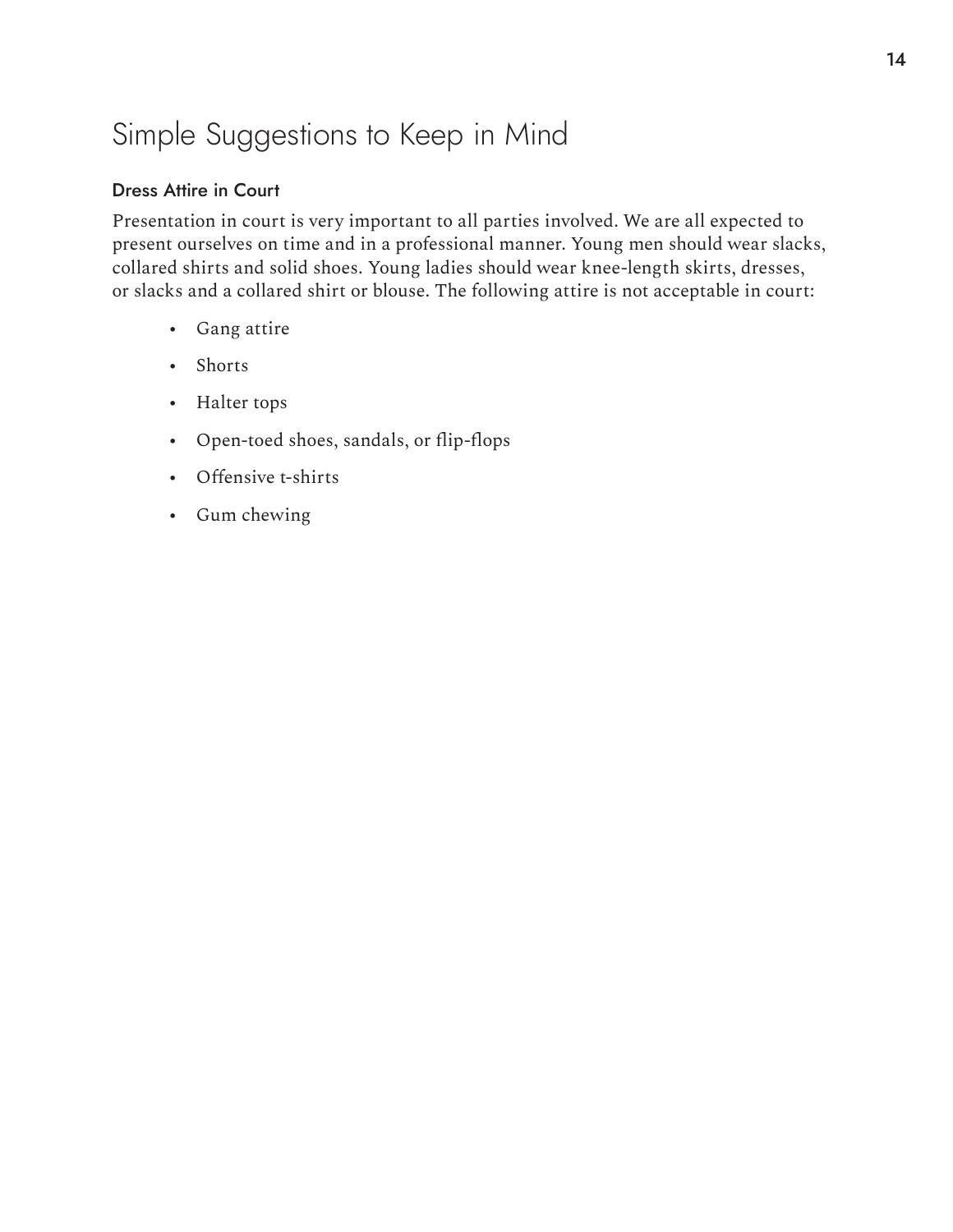# Simple Suggestions to Keep in Mind

### Dress Attire in Court

Presentation in court is very important to all parties involved. We are all expected to present ourselves on time and in a professional manner. Young men should wear slacks, collared shirts and solid shoes. Young ladies should wear knee-length skirts, dresses, or slacks and a collared shirt or blouse. The following attire is not acceptable in court:

- Gang attire
- Shorts
- Halter tops
- Open-toed shoes, sandals, or flip-flops
- Offensive t-shirts
- Gum chewing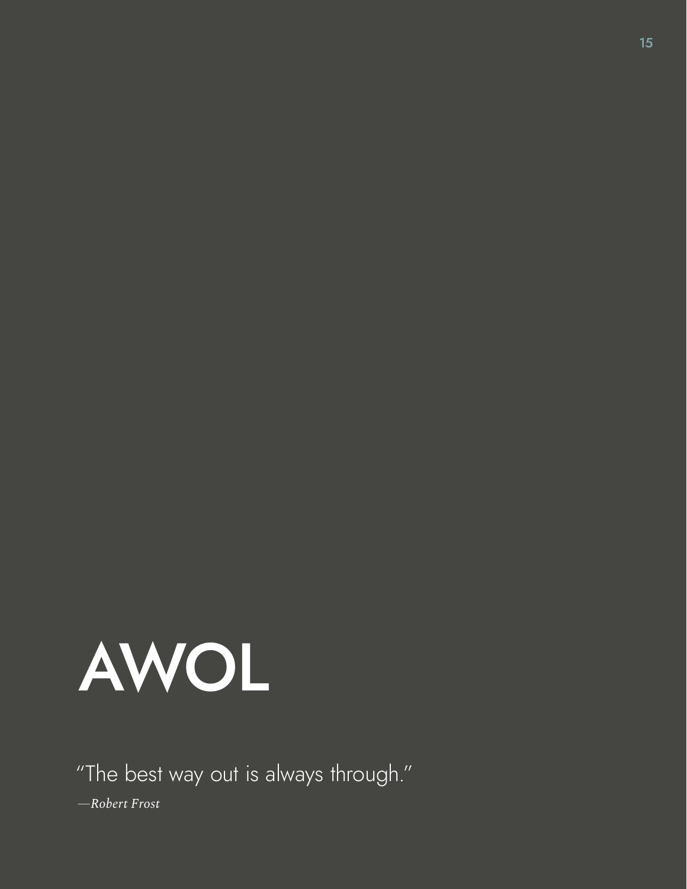# AWOL

"The best way out is always through."

*—Robert Frost*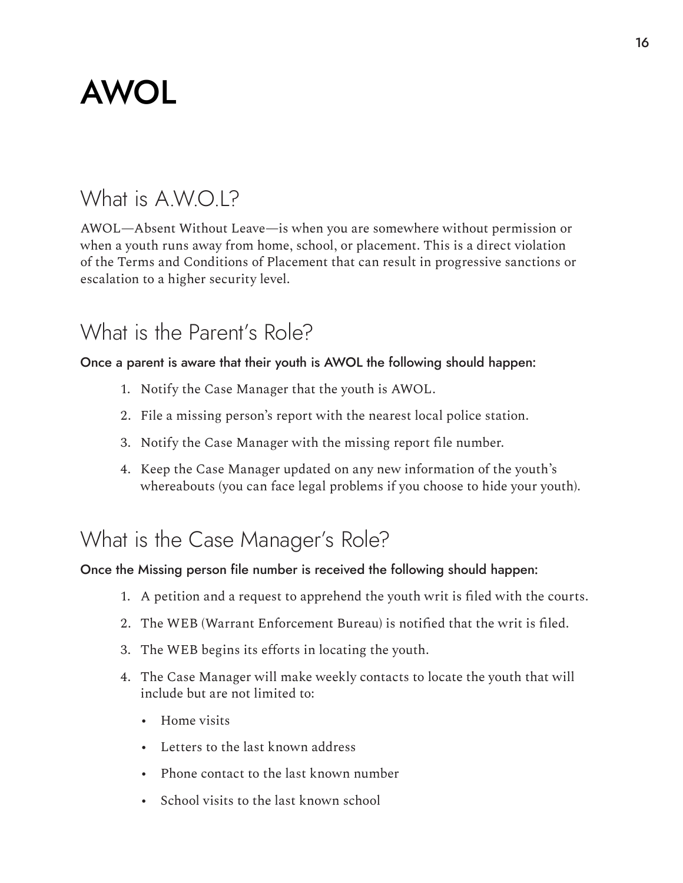# AWOL

## What is A.W.O.L?

AWOL—Absent Without Leave—is when you are somewhere without permission or when a youth runs away from home, school, or placement. This is a direct violation of the Terms and Conditions of Placement that can result in progressive sanctions or escalation to a higher security level.

## What is the Parent's Role?

**Once a parent is aware that their youth is AWOL the following should happen:**

1. Notify the Case Manager that the youth is AWOL.
2. File a missing person's report with the nearest local police station.
3. Notify the Case Manager with the missing report file number.
4. Keep the Case Manager updated on any new information of the youth's whereabouts (you can face legal problems if you choose to hide your youth).

## What is the Case Manager's Role?

**Once the Missing person file number is received the following should happen:**

1. A petition and a request to apprehend the youth writ is filed with the courts.
2. The WEB (Warrant Enforcement Bureau) is notified that the writ is filed.
3. The WEB begins its efforts in locating the youth.
4. The Case Manager will make weekly contacts to locate the youth that will include but are not limited to:
    - Home visits
    - Letters to the last known address
    - Phone contact to the last known number
    - School visits to the last known school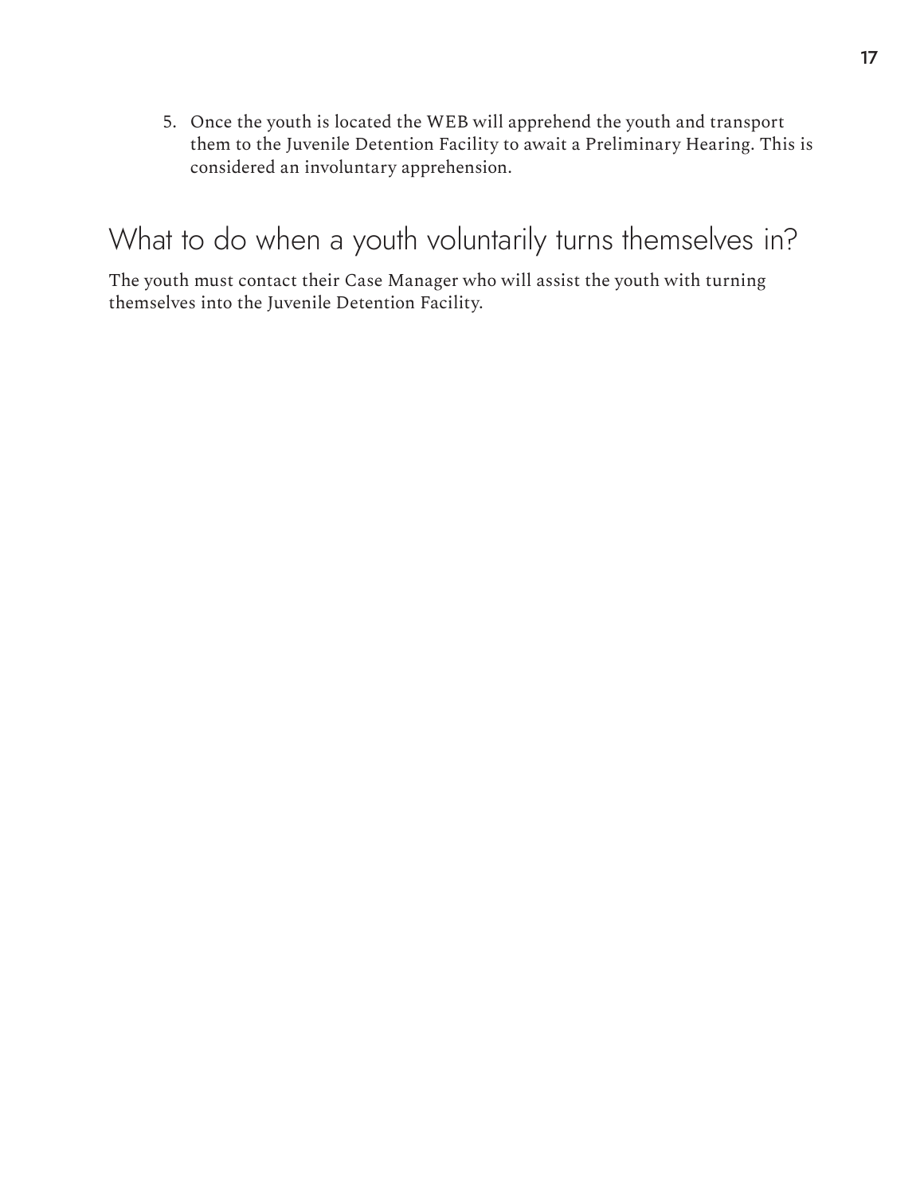5. Once the youth is located the WEB will apprehend the youth and transport them to the Juvenile Detention Facility to await a Preliminary Hearing. This is considered an involuntary apprehension.

## What to do when a youth voluntarily turns themselves in?

The youth must contact their Case Manager who will assist the youth with turning themselves into the Juvenile Detention Facility.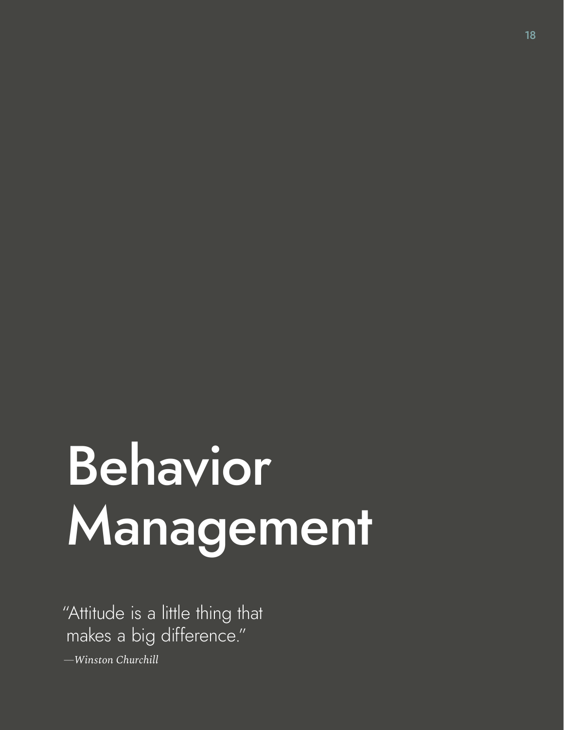# Behavior Management

"Attitude is a little thing that makes a big difference."

*—Winston Churchill*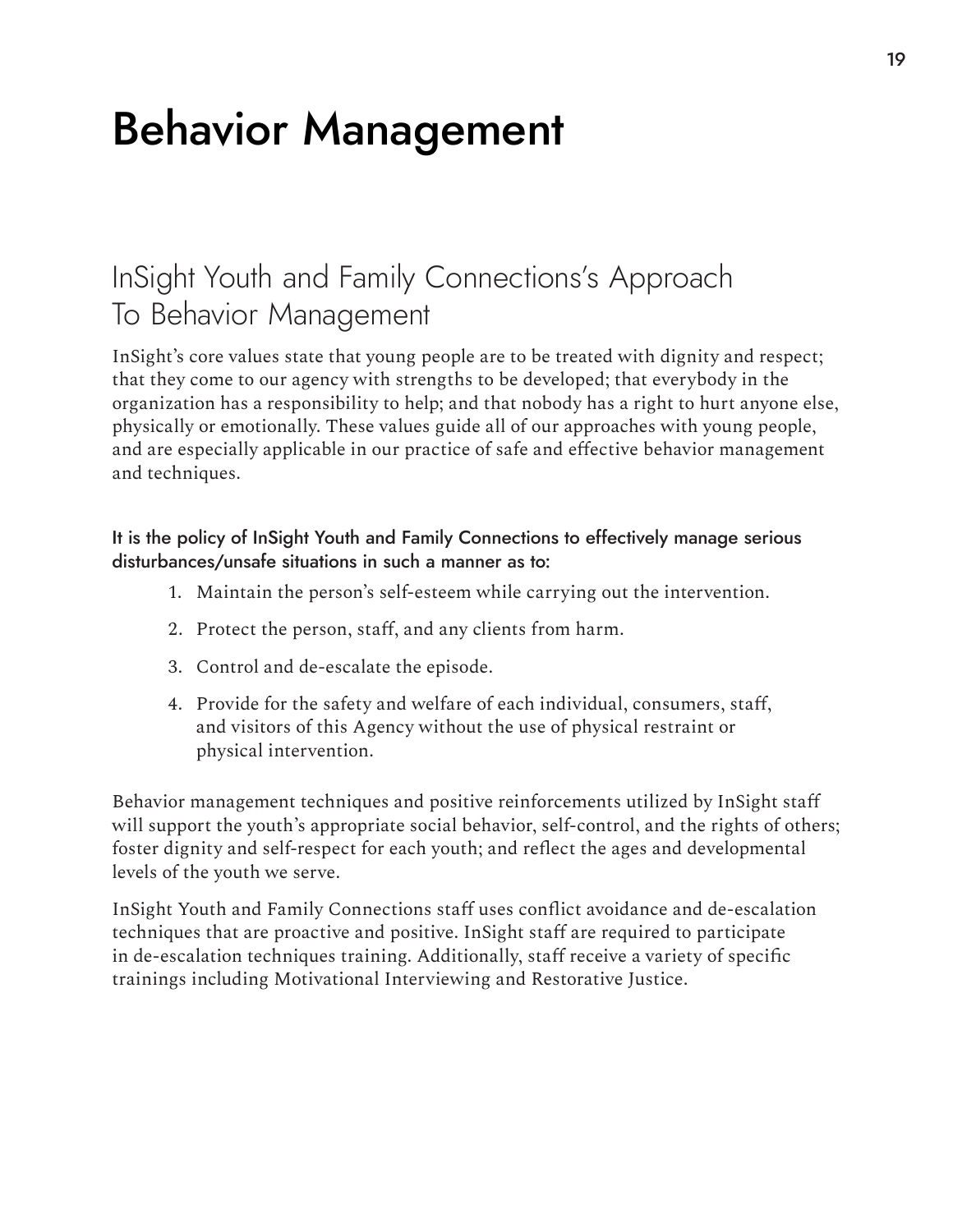# Behavior Management

## InSight Youth and Family Connections's Approach To Behavior Management

InSight's core values state that young people are to be treated with dignity and respect; that they come to our agency with strengths to be developed; that everybody in the organization has a responsibility to help; and that nobody has a right to hurt anyone else, physically or emotionally. These values guide all of our approaches with young people, and are especially applicable in our practice of safe and effective behavior management and techniques.

It is the policy of InSight Youth and Family Connections to effectively manage serious disturbances/unsafe situations in such a manner as to:

1. Maintain the person's self-esteem while carrying out the intervention.
2. Protect the person, staff, and any clients from harm.
3. Control and de-escalate the episode.
4. Provide for the safety and welfare of each individual, consumers, staff, and visitors of this Agency without the use of physical restraint or physical intervention.

Behavior management techniques and positive reinforcements utilized by InSight staff will support the youth's appropriate social behavior, self-control, and the rights of others; foster dignity and self-respect for each youth; and reflect the ages and developmental levels of the youth we serve.

InSight Youth and Family Connections staff uses conflict avoidance and de-escalation techniques that are proactive and positive. InSight staff are required to participate in de-escalation techniques training. Additionally, staff receive a variety of specific trainings including Motivational Interviewing and Restorative Justice.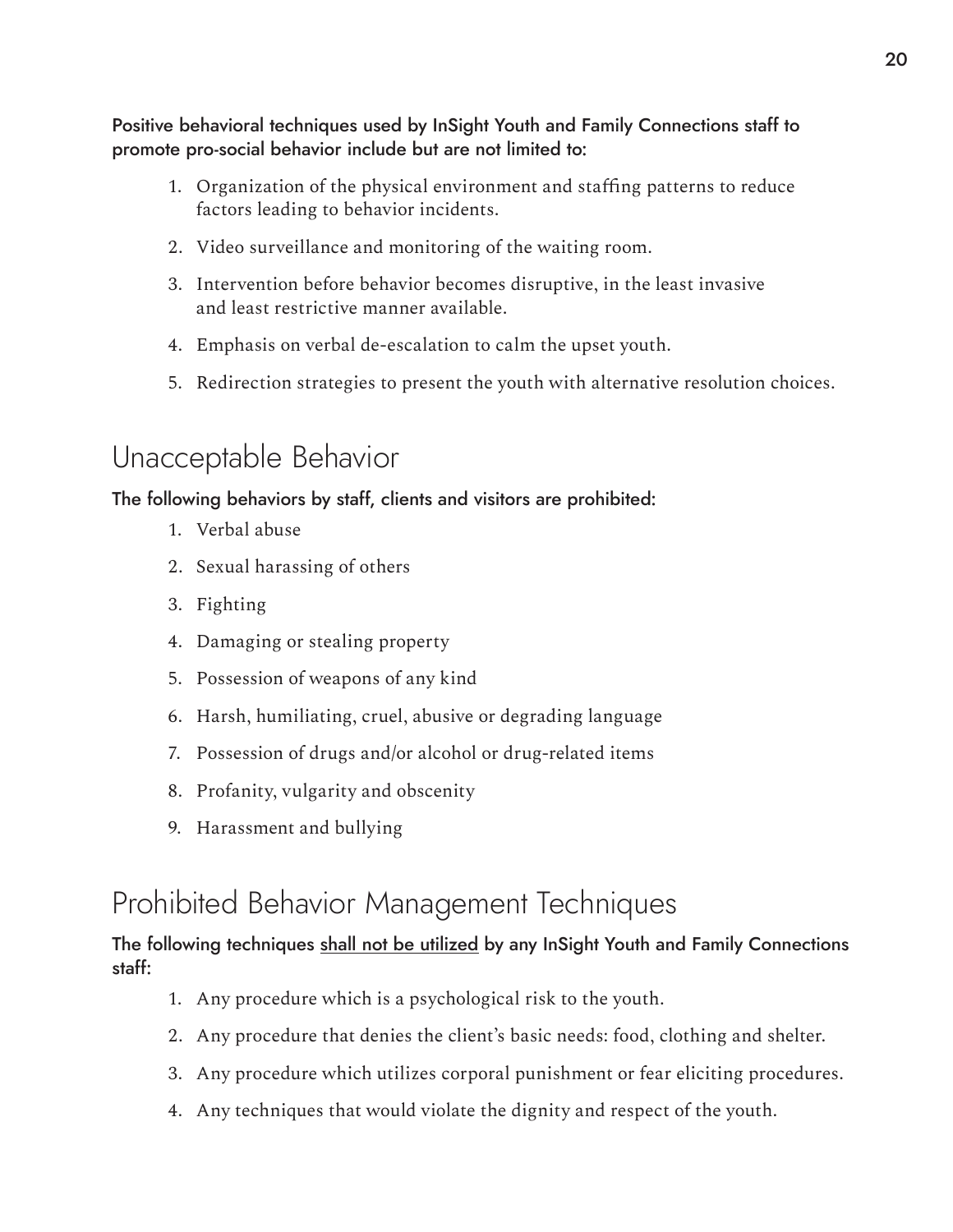**Positive behavioral techniques used by InSight Youth and Family Connections staff to promote pro-social behavior include but are not limited to:**

1. Organization of the physical environment and staffing patterns to reduce factors leading to behavior incidents.
2. Video surveillance and monitoring of the waiting room.
3. Intervention before behavior becomes disruptive, in the least invasive and least restrictive manner available.
4. Emphasis on verbal de-escalation to calm the upset youth.
5. Redirection strategies to present the youth with alternative resolution choices.

## Unacceptable Behavior

**The following behaviors by staff, clients and visitors are prohibited:**

1. Verbal abuse
2. Sexual harassing of others
3. Fighting
4. Damaging or stealing property
5. Possession of weapons of any kind
6. Harsh, humiliating, cruel, abusive or degrading language
7. Possession of drugs and/or alcohol or drug-related items
8. Profanity, vulgarity and obscenity
9. Harassment and bullying

## Prohibited Behavior Management Techniques

**The following techniques <u>shall not be utilized</u> by any InSight Youth and Family Connections staff:**

1. Any procedure which is a psychological risk to the youth.
2. Any procedure that denies the client's basic needs: food, clothing and shelter.
3. Any procedure which utilizes corporal punishment or fear eliciting procedures.
4. Any techniques that would violate the dignity and respect of the youth.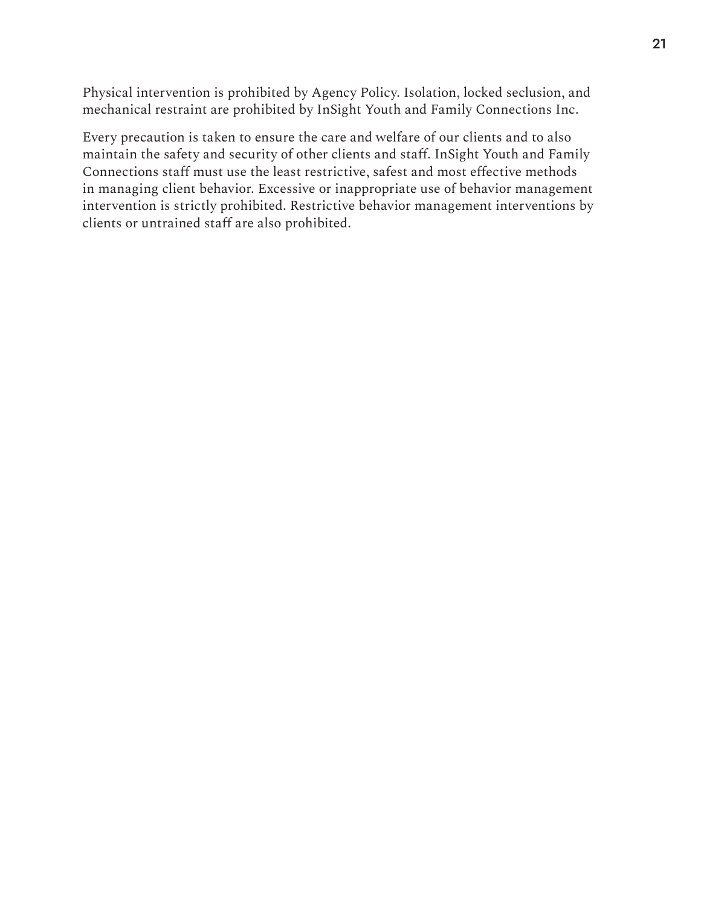Physical intervention is prohibited by Agency Policy. Isolation, locked seclusion, and mechanical restraint are prohibited by InSight Youth and Family Connections Inc.

Every precaution is taken to ensure the care and welfare of our clients and to also maintain the safety and security of other clients and staff. InSight Youth and Family Connections staff must use the least restrictive, safest and most effective methods in managing client behavior. Excessive or inappropriate use of behavior management intervention is strictly prohibited. Restrictive behavior management interventions by clients or untrained staff are also prohibited.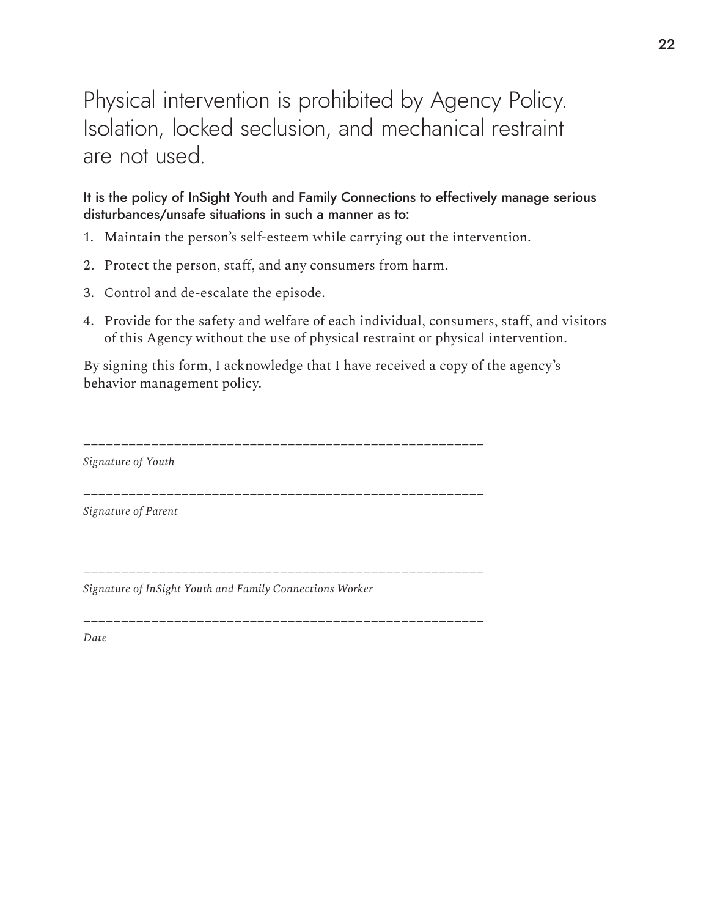# Physical intervention is prohibited by Agency Policy. Isolation, locked seclusion, and mechanical restraint are not used.

It is the policy of InSight Youth and Family Connections to effectively manage serious disturbances/unsafe situations in such a manner as to:

1. Maintain the person's self-esteem while carrying out the intervention.
2. Protect the person, staff, and any consumers from harm.
3. Control and de-escalate the episode.
4. Provide for the safety and welfare of each individual, consumers, staff, and visitors of this Agency without the use of physical restraint or physical intervention.

By signing this form, I acknowledge that I have received a copy of the agency's behavior management policy.

_____________________________________________________

*Signature of Youth*

_____________________________________________________

*Signature of Parent*

_____________________________________________________

*Signature of InSight Youth and Family Connections Worker*

_____________________________________________________

*Date*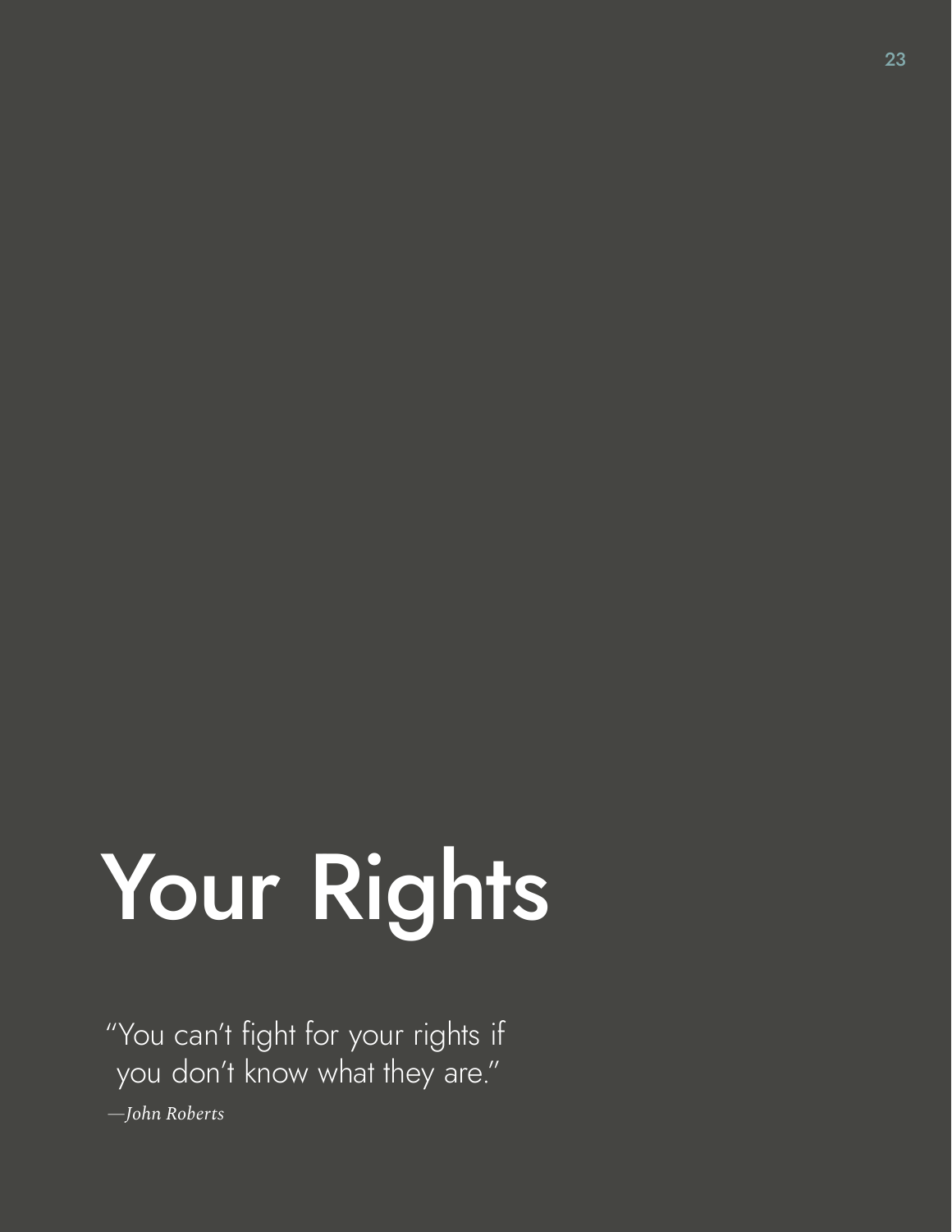# Your Rights

"You can't fight for your rights if you don't know what they are."

*—John Roberts*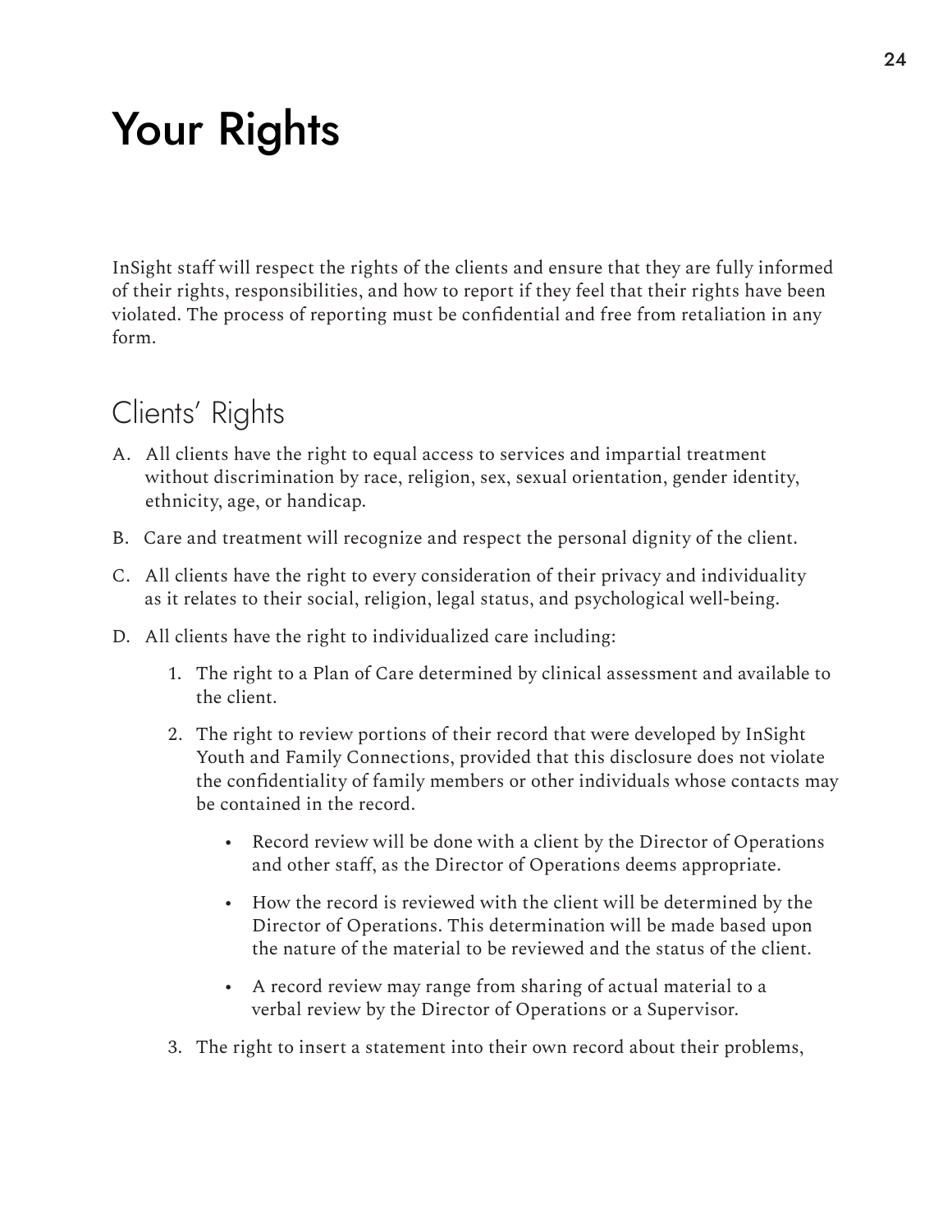# Your Rights

InSight staff will respect the rights of the clients and ensure that they are fully informed of their rights, responsibilities, and how to report if they feel that their rights have been violated. The process of reporting must be confidential and free from retaliation in any form.

## Clients' Rights

A. All clients have the right to equal access to services and impartial treatment without discrimination by race, religion, sex, sexual orientation, gender identity, ethnicity, age, or handicap.

B. Care and treatment will recognize and respect the personal dignity of the client.

C. All clients have the right to every consideration of their privacy and individuality as it relates to their social, religion, legal status, and psychological well-being.

D. All clients have the right to individualized care including:

   1. The right to a Plan of Care determined by clinical assessment and available to the client.

   2. The right to review portions of their record that were developed by InSight Youth and Family Connections, provided that this disclosure does not violate the confidentiality of family members or other individuals whose contacts may be contained in the record.

      - Record review will be done with a client by the Director of Operations and other staff, as the Director of Operations deems appropriate.

      - How the record is reviewed with the client will be determined by the Director of Operations. This determination will be made based upon the nature of the material to be reviewed and the status of the client.

      - A record review may range from sharing of actual material to a verbal review by the Director of Operations or a Supervisor.

   3. The right to insert a statement into their own record about their problems,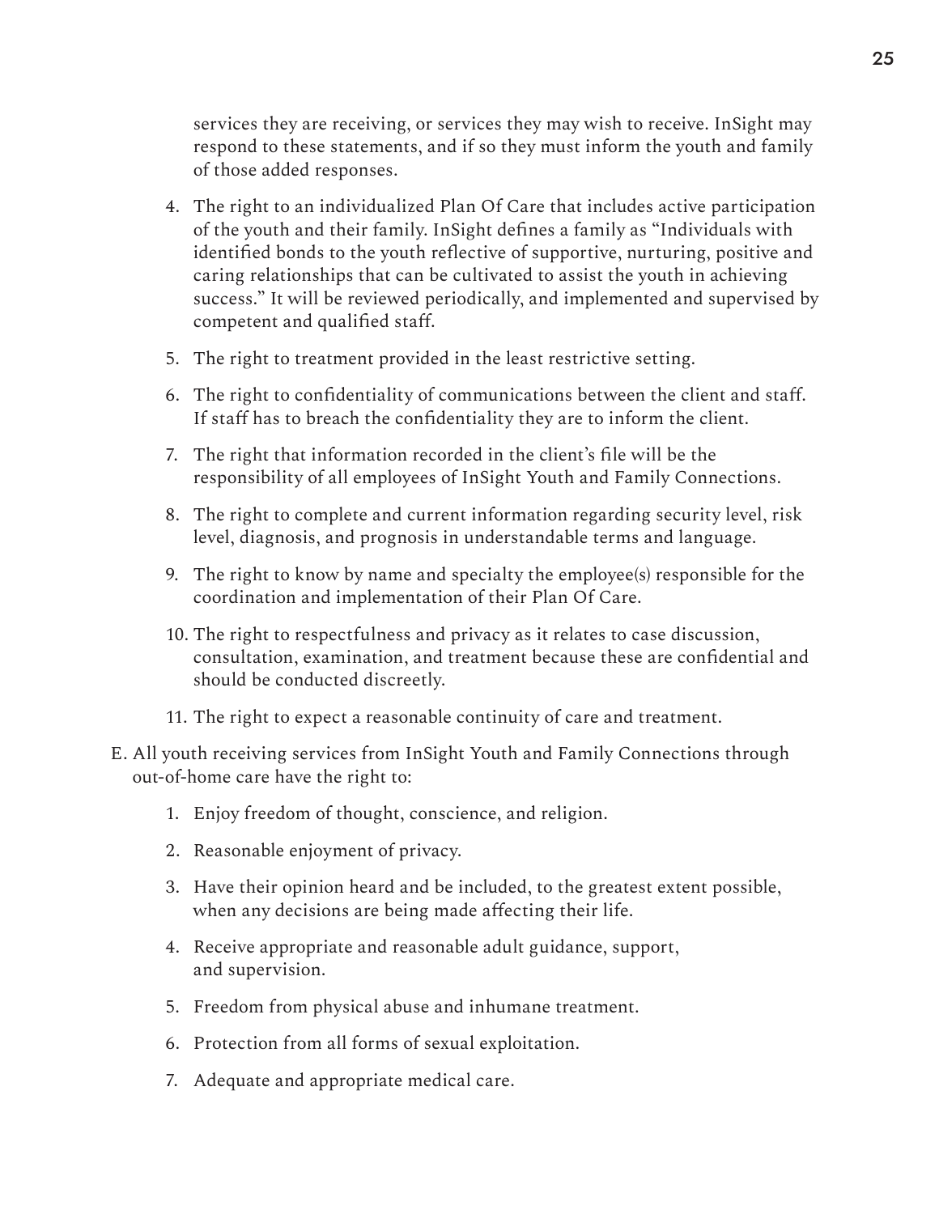services they are receiving, or services they may wish to receive. InSight may respond to these statements, and if so they must inform the youth and family of those added responses.

4. The right to an individualized Plan Of Care that includes active participation of the youth and their family. InSight defines a family as "Individuals with identified bonds to the youth reflective of supportive, nurturing, positive and caring relationships that can be cultivated to assist the youth in achieving success." It will be reviewed periodically, and implemented and supervised by competent and qualified staff.
5. The right to treatment provided in the least restrictive setting.
6. The right to confidentiality of communications between the client and staff. If staff has to breach the confidentiality they are to inform the client.
7. The right that information recorded in the client's file will be the responsibility of all employees of InSight Youth and Family Connections.
8. The right to complete and current information regarding security level, risk level, diagnosis, and prognosis in understandable terms and language.
9. The right to know by name and specialty the employee(s) responsible for the coordination and implementation of their Plan Of Care.
10. The right to respectfulness and privacy as it relates to case discussion, consultation, examination, and treatment because these are confidential and should be conducted discreetly.
11. The right to expect a reasonable continuity of care and treatment.

E. All youth receiving services from InSight Youth and Family Connections through out-of-home care have the right to:

1. Enjoy freedom of thought, conscience, and religion.
2. Reasonable enjoyment of privacy.
3. Have their opinion heard and be included, to the greatest extent possible, when any decisions are being made affecting their life.
4. Receive appropriate and reasonable adult guidance, support, and supervision.
5. Freedom from physical abuse and inhumane treatment.
6. Protection from all forms of sexual exploitation.
7. Adequate and appropriate medical care.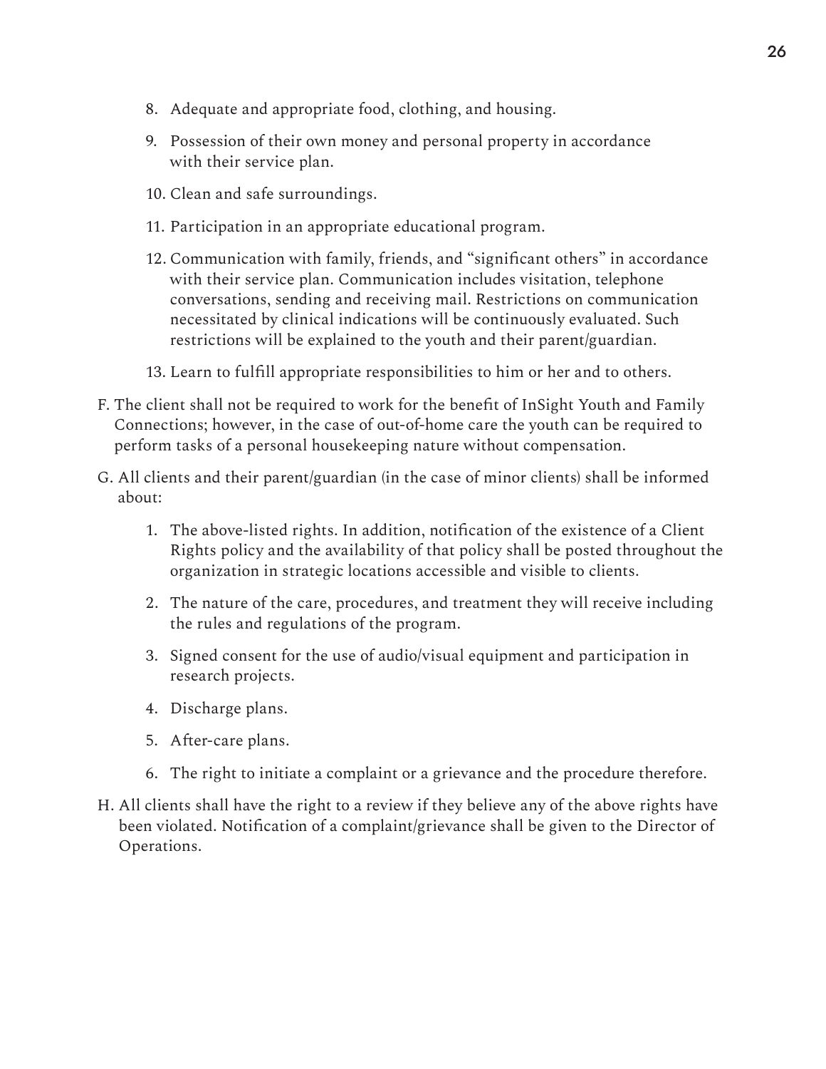8. Adequate and appropriate food, clothing, and housing.

9. Possession of their own money and personal property in accordance with their service plan.

10. Clean and safe surroundings.

11. Participation in an appropriate educational program.

12. Communication with family, friends, and "significant others" in accordance with their service plan. Communication includes visitation, telephone conversations, sending and receiving mail. Restrictions on communication necessitated by clinical indications will be continuously evaluated. Such restrictions will be explained to the youth and their parent/guardian.

13. Learn to fulfill appropriate responsibilities to him or her and to others.

F. The client shall not be required to work for the benefit of InSight Youth and Family Connections; however, in the case of out-of-home care the youth can be required to perform tasks of a personal housekeeping nature without compensation.

G. All clients and their parent/guardian (in the case of minor clients) shall be informed about:

1. The above-listed rights. In addition, notification of the existence of a Client Rights policy and the availability of that policy shall be posted throughout the organization in strategic locations accessible and visible to clients.

2. The nature of the care, procedures, and treatment they will receive including the rules and regulations of the program.

3. Signed consent for the use of audio/visual equipment and participation in research projects.

4. Discharge plans.

5. After-care plans.

6. The right to initiate a complaint or a grievance and the procedure therefore.

H. All clients shall have the right to a review if they believe any of the above rights have been violated. Notification of a complaint/grievance shall be given to the Director of Operations.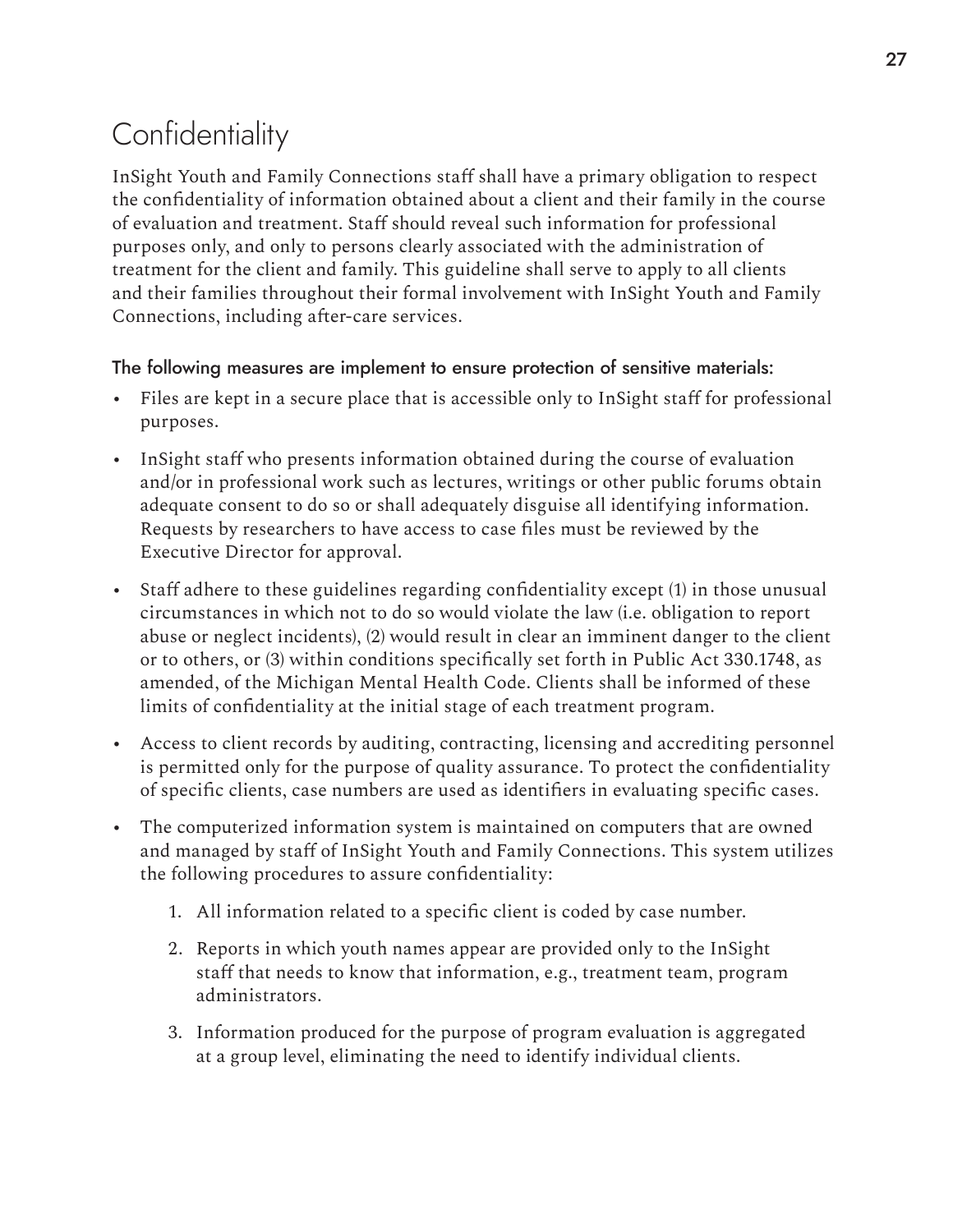# Confidentiality

InSight Youth and Family Connections staff shall have a primary obligation to respect the confidentiality of information obtained about a client and their family in the course of evaluation and treatment. Staff should reveal such information for professional purposes only, and only to persons clearly associated with the administration of treatment for the client and family. This guideline shall serve to apply to all clients and their families throughout their formal involvement with InSight Youth and Family Connections, including after-care services.

### The following measures are implement to ensure protection of sensitive materials:

- Files are kept in a secure place that is accessible only to InSight staff for professional purposes.
- InSight staff who presents information obtained during the course of evaluation and/or in professional work such as lectures, writings or other public forums obtain adequate consent to do so or shall adequately disguise all identifying information. Requests by researchers to have access to case files must be reviewed by the Executive Director for approval.
- Staff adhere to these guidelines regarding confidentiality except (1) in those unusual circumstances in which not to do so would violate the law (i.e. obligation to report abuse or neglect incidents), (2) would result in clear an imminent danger to the client or to others, or (3) within conditions specifically set forth in Public Act 330.1748, as amended, of the Michigan Mental Health Code. Clients shall be informed of these limits of confidentiality at the initial stage of each treatment program.
- Access to client records by auditing, contracting, licensing and accrediting personnel is permitted only for the purpose of quality assurance. To protect the confidentiality of specific clients, case numbers are used as identifiers in evaluating specific cases.
- The computerized information system is maintained on computers that are owned and managed by staff of InSight Youth and Family Connections. This system utilizes the following procedures to assure confidentiality:
    1. All information related to a specific client is coded by case number.
    2. Reports in which youth names appear are provided only to the InSight staff that needs to know that information, e.g., treatment team, program administrators.
    3. Information produced for the purpose of program evaluation is aggregated at a group level, eliminating the need to identify individual clients.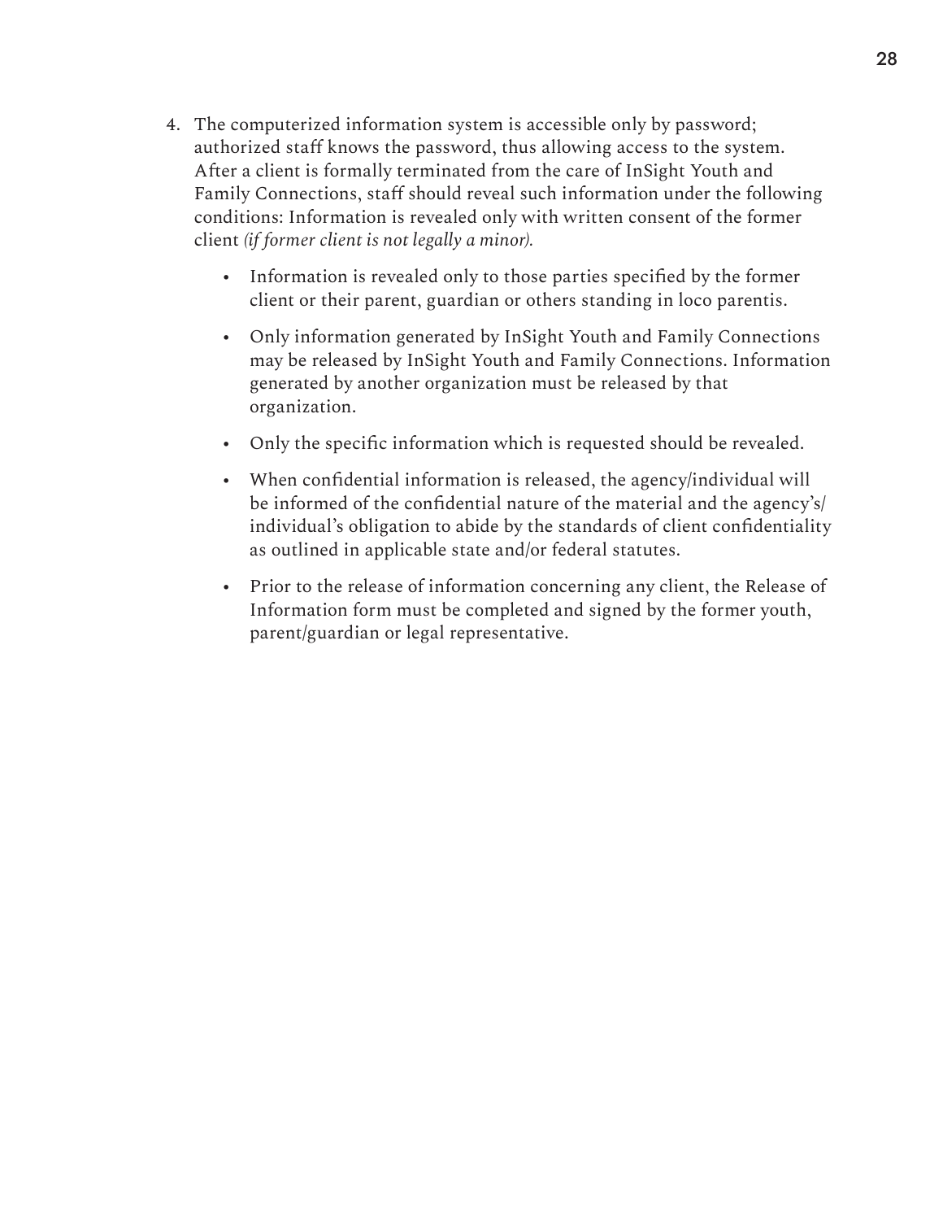4. The computerized information system is accessible only by password; authorized staff knows the password, thus allowing access to the system. After a client is formally terminated from the care of InSight Youth and Family Connections, staff should reveal such information under the following conditions: Information is revealed only with written consent of the former client *(if former client is not legally a minor).*

    - Information is revealed only to those parties specified by the former client or their parent, guardian or others standing in loco parentis.
    - Only information generated by InSight Youth and Family Connections may be released by InSight Youth and Family Connections. Information generated by another organization must be released by that organization.
    - Only the specific information which is requested should be revealed.
    - When confidential information is released, the agency/individual will be informed of the confidential nature of the material and the agency's/individual's obligation to abide by the standards of client confidentiality as outlined in applicable state and/or federal statutes.
    - Prior to the release of information concerning any client, the Release of Information form must be completed and signed by the former youth, parent/guardian or legal representative.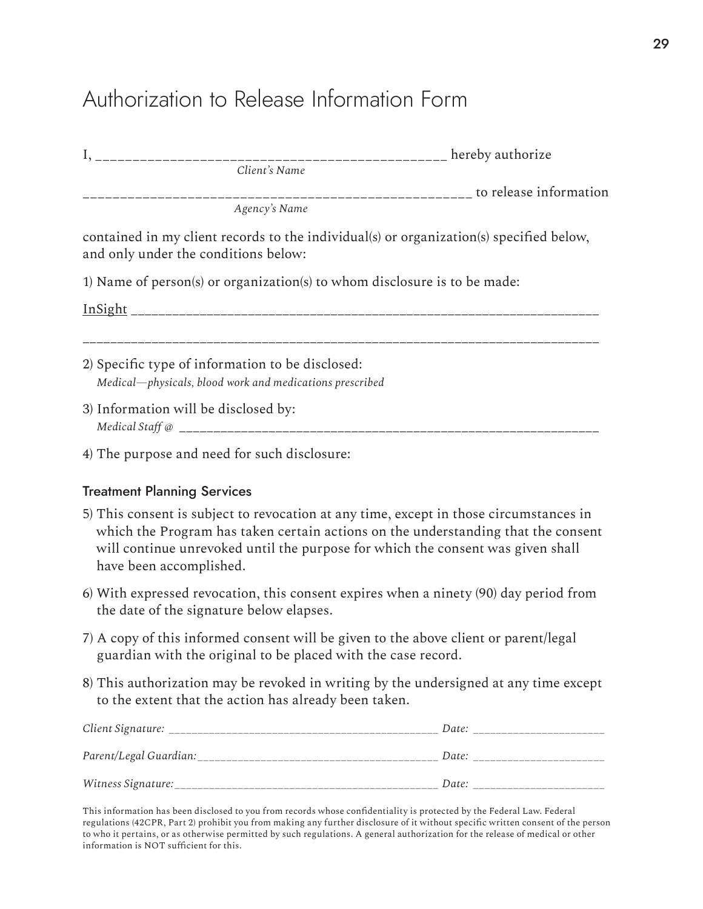# Authorization to Release Information Form

I, ______________________________________________ hereby authorize
*Client's Name*

____________________________________________________ to release information
*Agency's Name*

contained in my client records to the individual(s) or organization(s) specified below, and only under the conditions below:

1) Name of person(s) or organization(s) to whom disclosure is to be made:

<u>InSight</u> __________________________________________________________________

_________________________________________________________________________

2) Specific type of information to be disclosed:
   *Medical—physicals, blood work and medications prescribed*

3) Information will be disclosed by:
   *Medical Staff @* ____________________________________________________________

4) The purpose and need for such disclosure:

### Treatment Planning Services

5) This consent is subject to revocation at any time, except in those circumstances in which the Program has taken certain actions on the understanding that the consent will continue unrevoked until the purpose for which the consent was given shall have been accomplished.

6) With expressed revocation, this consent expires when a ninety (90) day period from the date of the signature below elapses.

7) A copy of this informed consent will be given to the above client or parent/legal guardian with the original to be placed with the case record.

8) This authorization may be revoked in writing by the undersigned at any time except to the extent that the action has already been taken.

*Client Signature:* ____________________________________________ *Date:* _____________________

*Parent/Legal Guardian:* ________________________________________ *Date:* _____________________

*Witness Signature:* ___________________________________________ *Date:* _____________________

This information has been disclosed to you from records whose confidentiality is protected by the Federal Law. Federal regulations (42CPR, Part 2) prohibit you from making any further disclosure of it without specific written consent of the person to who it pertains, or as otherwise permitted by such regulations. A general authorization for the release of medical or other information is NOT sufficient for this.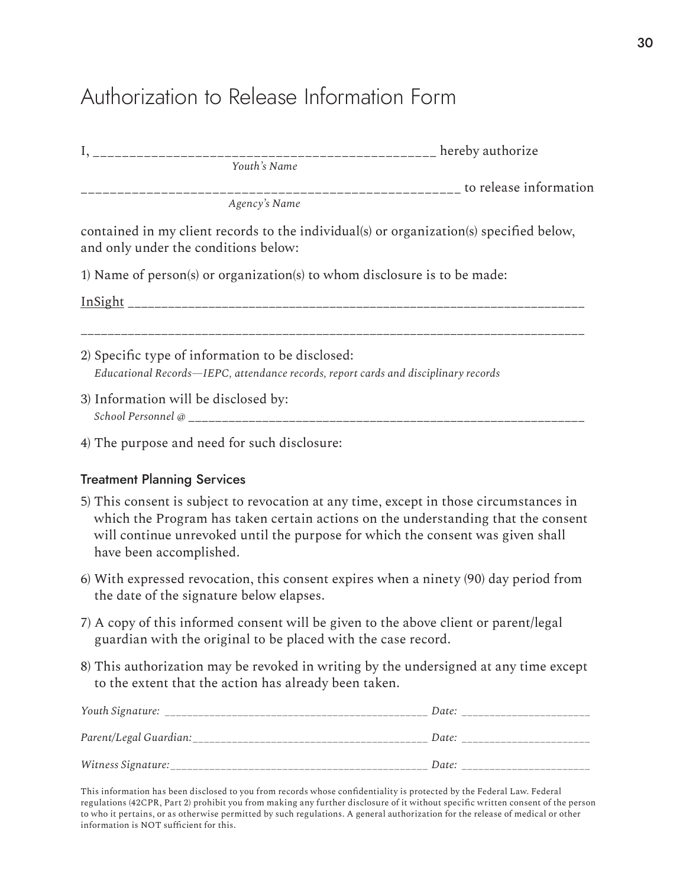# Authorization to Release Information Form

I, ________________________________________________ hereby authorize
*Youth's Name*

____________________________________________________ to release information
*Agency's Name*

contained in my client records to the individual(s) or organization(s) specified below, and only under the conditions below:

1) Name of person(s) or organization(s) to whom disclosure is to be made:

<u>InSight</u> _____________________________________________________________

___________________________________________________________________________

2) Specific type of information to be disclosed:
   *Educational Records—IEPC, attendance records, report cards and disciplinary records*

3) Information will be disclosed by:
   *School Personnel @* ______________________________________________________

4) The purpose and need for such disclosure:

### Treatment Planning Services

5) This consent is subject to revocation at any time, except in those circumstances in which the Program has taken certain actions on the understanding that the consent will continue unrevoked until the purpose for which the consent was given shall have been accomplished.

6) With expressed revocation, this consent expires when a ninety (90) day period from the date of the signature below elapses.

7) A copy of this informed consent will be given to the above client or parent/legal guardian with the original to be placed with the case record.

8) This authorization may be revoked in writing by the undersigned at any time except to the extent that the action has already been taken.

*Youth Signature:* ____________________________________________ *Date:* _____________________

*Parent/Legal Guardian:* ________________________________________ *Date:* _____________________

*Witness Signature:* __________________________________________ *Date:* _____________________

This information has been disclosed to you from records whose confidentiality is protected by the Federal Law. Federal regulations (42CPR, Part 2) prohibit you from making any further disclosure of it without specific written consent of the person to who it pertains, or as otherwise permitted by such regulations. A general authorization for the release of medical or other information is NOT sufficient for this.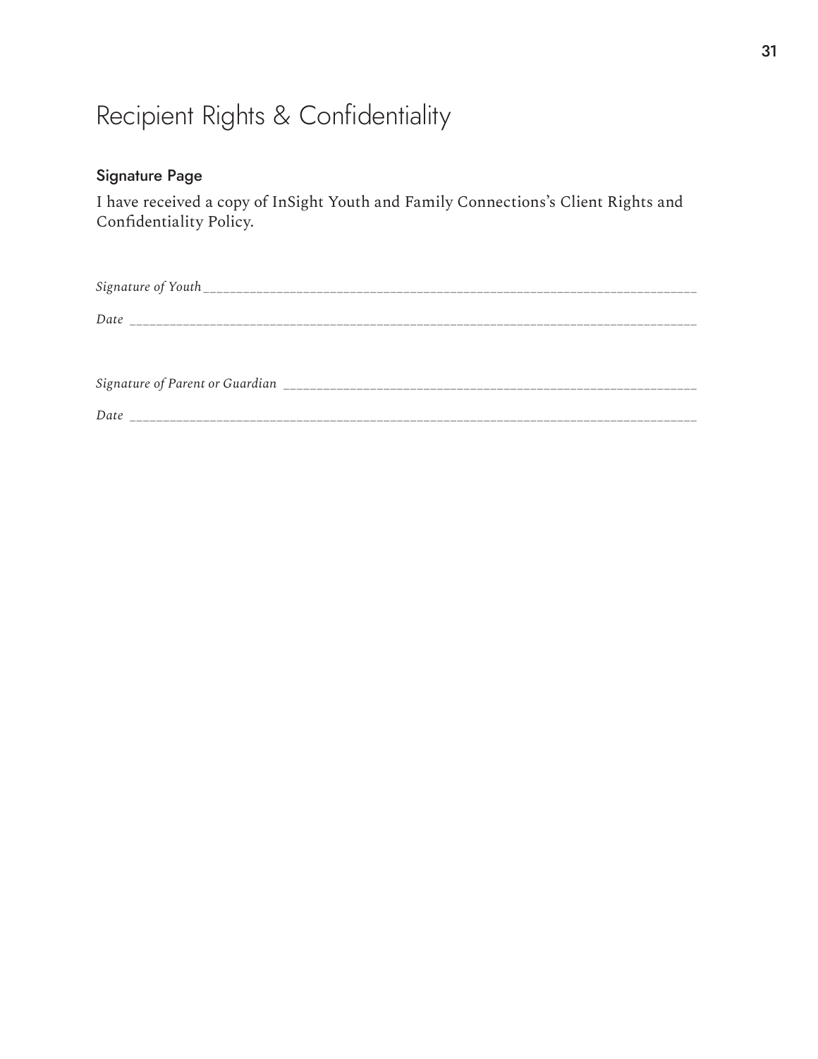# Recipient Rights & Confidentiality

### Signature Page

I have received a copy of InSight Youth and Family Connections's Client Rights and Confidentiality Policy.

*Signature of Youth* ______________________________________________________________

*Date* ____________________________________________________________________

*Signature of Parent or Guardian* _________________________________________________

*Date* ____________________________________________________________________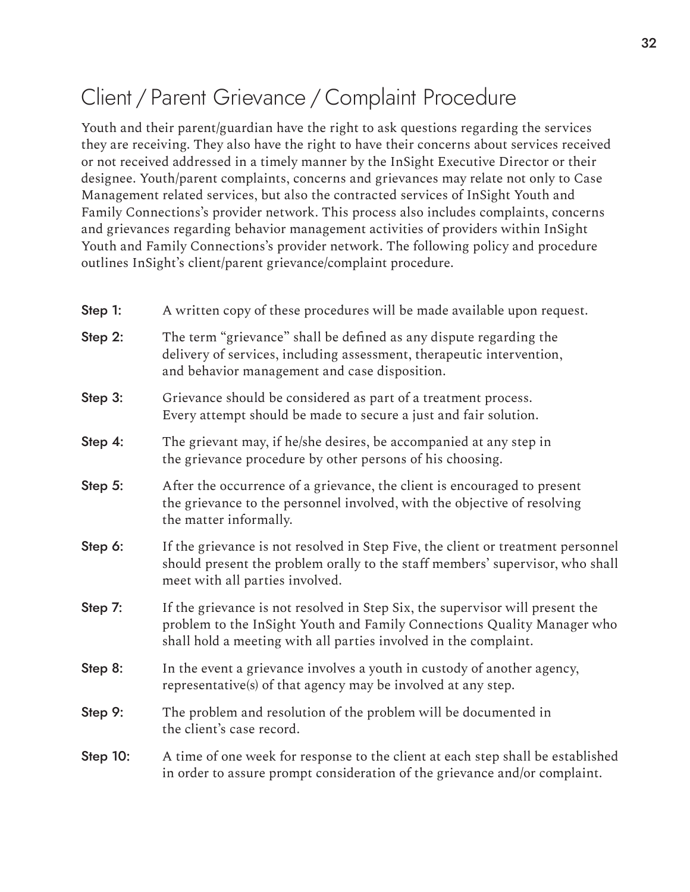# Client / Parent Grievance / Complaint Procedure

Youth and their parent/guardian have the right to ask questions regarding the services they are receiving. They also have the right to have their concerns about services received or not received addressed in a timely manner by the InSight Executive Director or their designee. Youth/parent complaints, concerns and grievances may relate not only to Case Management related services, but also the contracted services of InSight Youth and Family Connections's provider network. This process also includes complaints, concerns and grievances regarding behavior management activities of providers within InSight Youth and Family Connections's provider network. The following policy and procedure outlines InSight's client/parent grievance/complaint procedure.

**Step 1:** A written copy of these procedures will be made available upon request.

**Step 2:** The term "grievance" shall be defined as any dispute regarding the delivery of services, including assessment, therapeutic intervention, and behavior management and case disposition.

**Step 3:** Grievance should be considered as part of a treatment process. Every attempt should be made to secure a just and fair solution.

**Step 4:** The grievant may, if he/she desires, be accompanied at any step in the grievance procedure by other persons of his choosing.

**Step 5:** After the occurrence of a grievance, the client is encouraged to present the grievance to the personnel involved, with the objective of resolving the matter informally.

**Step 6:** If the grievance is not resolved in Step Five, the client or treatment personnel should present the problem orally to the staff members' supervisor, who shall meet with all parties involved.

**Step 7:** If the grievance is not resolved in Step Six, the supervisor will present the problem to the InSight Youth and Family Connections Quality Manager who shall hold a meeting with all parties involved in the complaint.

**Step 8:** In the event a grievance involves a youth in custody of another agency, representative(s) of that agency may be involved at any step.

**Step 9:** The problem and resolution of the problem will be documented in the client's case record.

**Step 10:** A time of one week for response to the client at each step shall be established in order to assure prompt consideration of the grievance and/or complaint.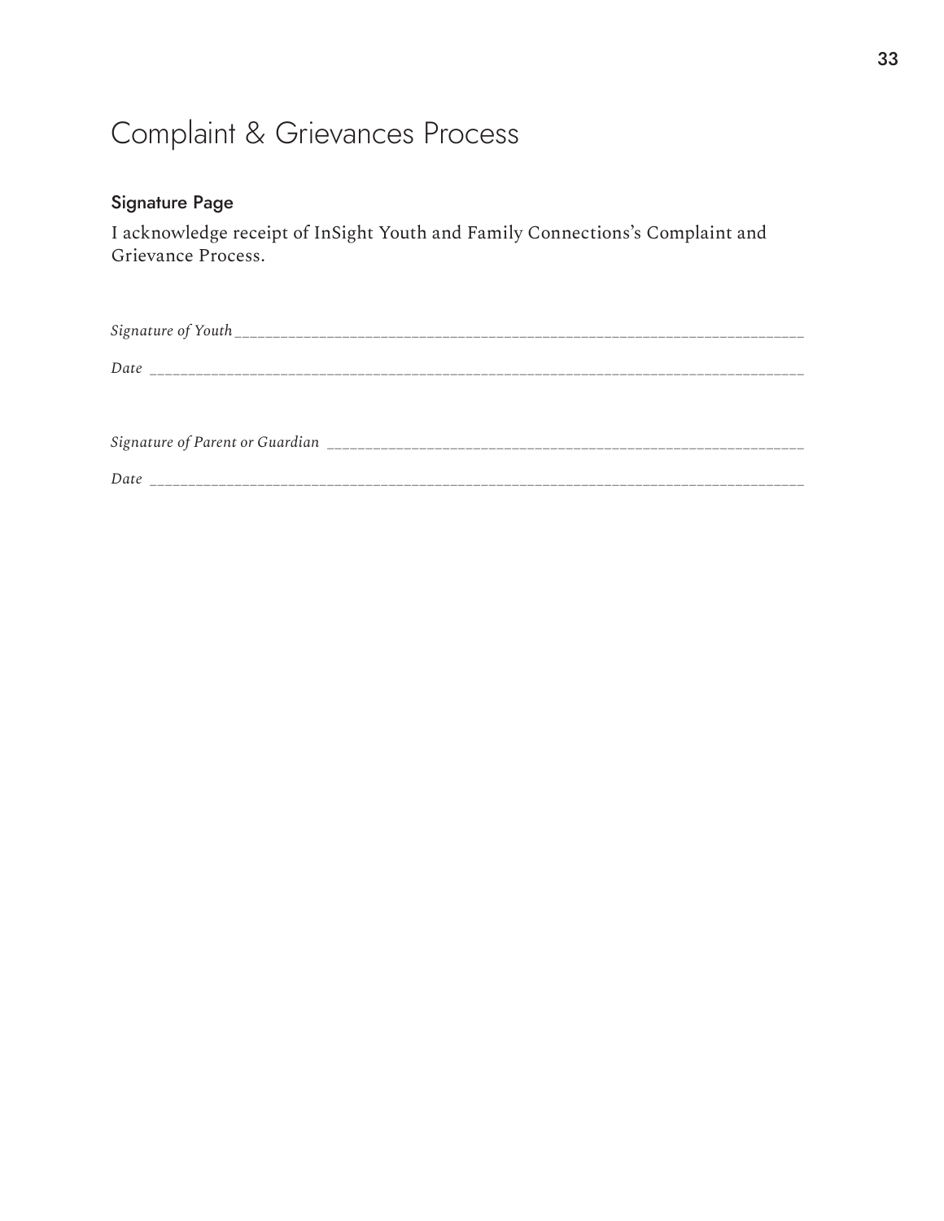# Complaint & Grievances Process

### Signature Page

I acknowledge receipt of InSight Youth and Family Connections's Complaint and Grievance Process.

*Signature of Youth*\_\_\_\_\_\_\_\_\_\_\_\_\_\_\_\_\_\_\_\_\_\_\_\_\_\_\_\_\_\_\_\_\_\_\_\_\_\_\_\_\_\_\_\_\_\_\_\_\_\_\_\_\_\_\_\_\_\_\_\_

*Date* \_\_\_\_\_\_\_\_\_\_\_\_\_\_\_\_\_\_\_\_\_\_\_\_\_\_\_\_\_\_\_\_\_\_\_\_\_\_\_\_\_\_\_\_\_\_\_\_\_\_\_\_\_\_\_\_\_\_\_\_\_\_\_\_\_\_\_\_

*Signature of Parent or Guardian* \_\_\_\_\_\_\_\_\_\_\_\_\_\_\_\_\_\_\_\_\_\_\_\_\_\_\_\_\_\_\_\_\_\_\_\_\_\_\_\_\_\_\_\_\_\_\_\_\_

*Date* \_\_\_\_\_\_\_\_\_\_\_\_\_\_\_\_\_\_\_\_\_\_\_\_\_\_\_\_\_\_\_\_\_\_\_\_\_\_\_\_\_\_\_\_\_\_\_\_\_\_\_\_\_\_\_\_\_\_\_\_\_\_\_\_\_\_\_\_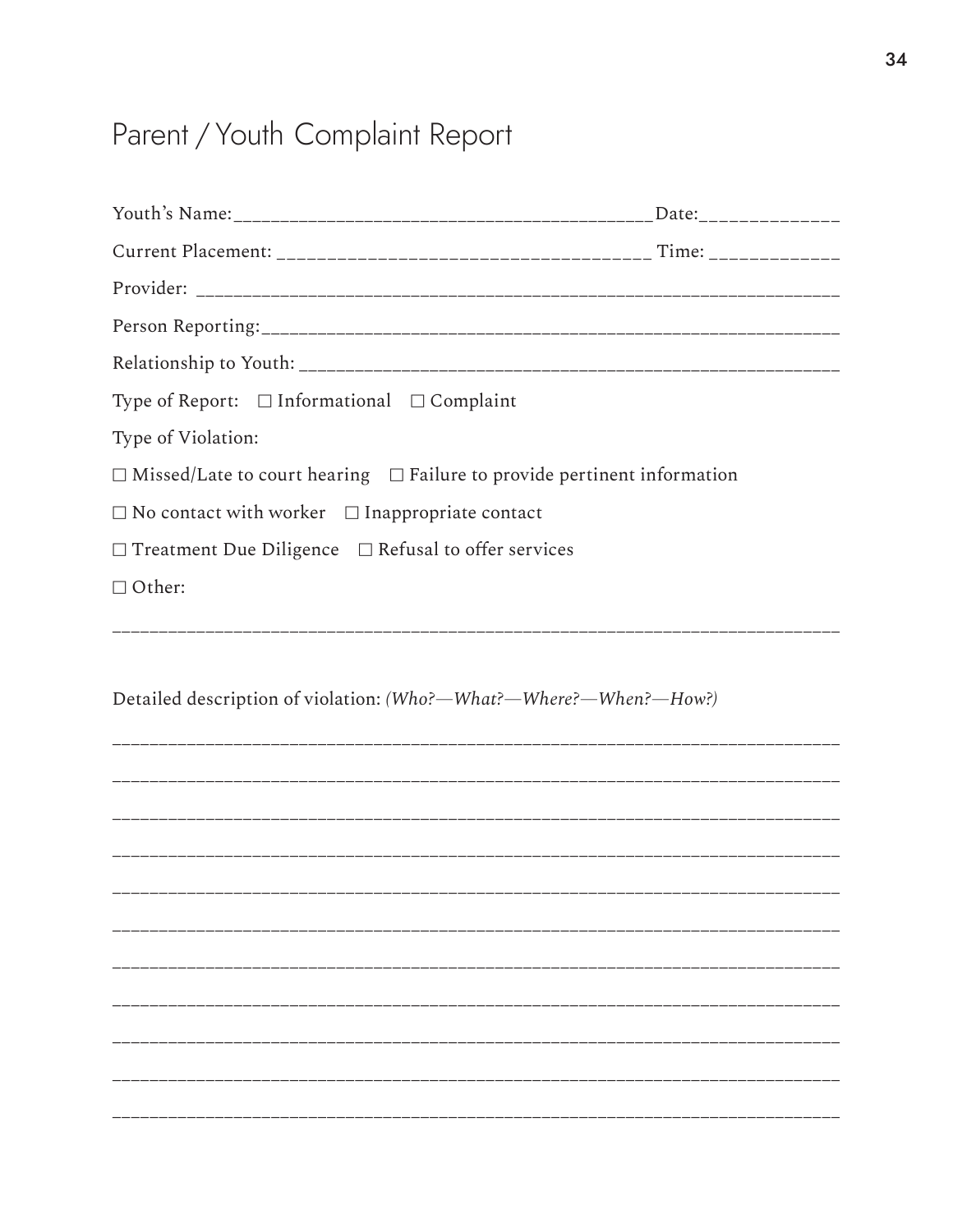# Parent / Youth Complaint Report

Youth's Name:__________________________________________Date:_____________

Current Placement: ___________________________________ Time: ____________

Provider: ________________________________________________________________

Person Reporting:_________________________________________________________

Relationship to Youth: ___________________________________________________

Type of Report: ☐ Informational ☐ Complaint

Type of Violation:

☐ Missed/Late to court hearing ☐ Failure to provide pertinent information

☐ No contact with worker ☐ Inappropriate contact

☐ Treatment Due Diligence ☐ Refusal to offer services

☐ Other:

__________________________________________________________________________

Detailed description of violation: *(Who?—What?—Where?—When?—How?)*

__________________________________________________________________________

__________________________________________________________________________

__________________________________________________________________________

__________________________________________________________________________

__________________________________________________________________________

__________________________________________________________________________

__________________________________________________________________________

__________________________________________________________________________

__________________________________________________________________________

__________________________________________________________________________

__________________________________________________________________________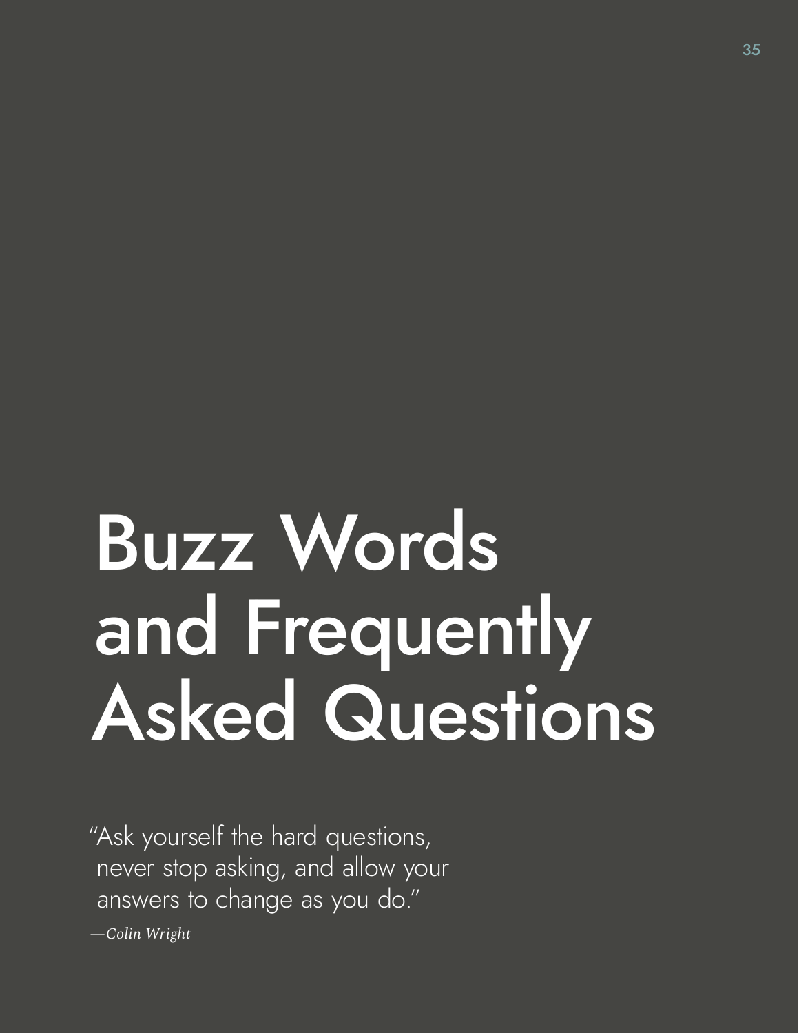# Buzz Words and Frequently Asked Questions

"Ask yourself the hard questions, never stop asking, and allow your answers to change as you do."

*—Colin Wright*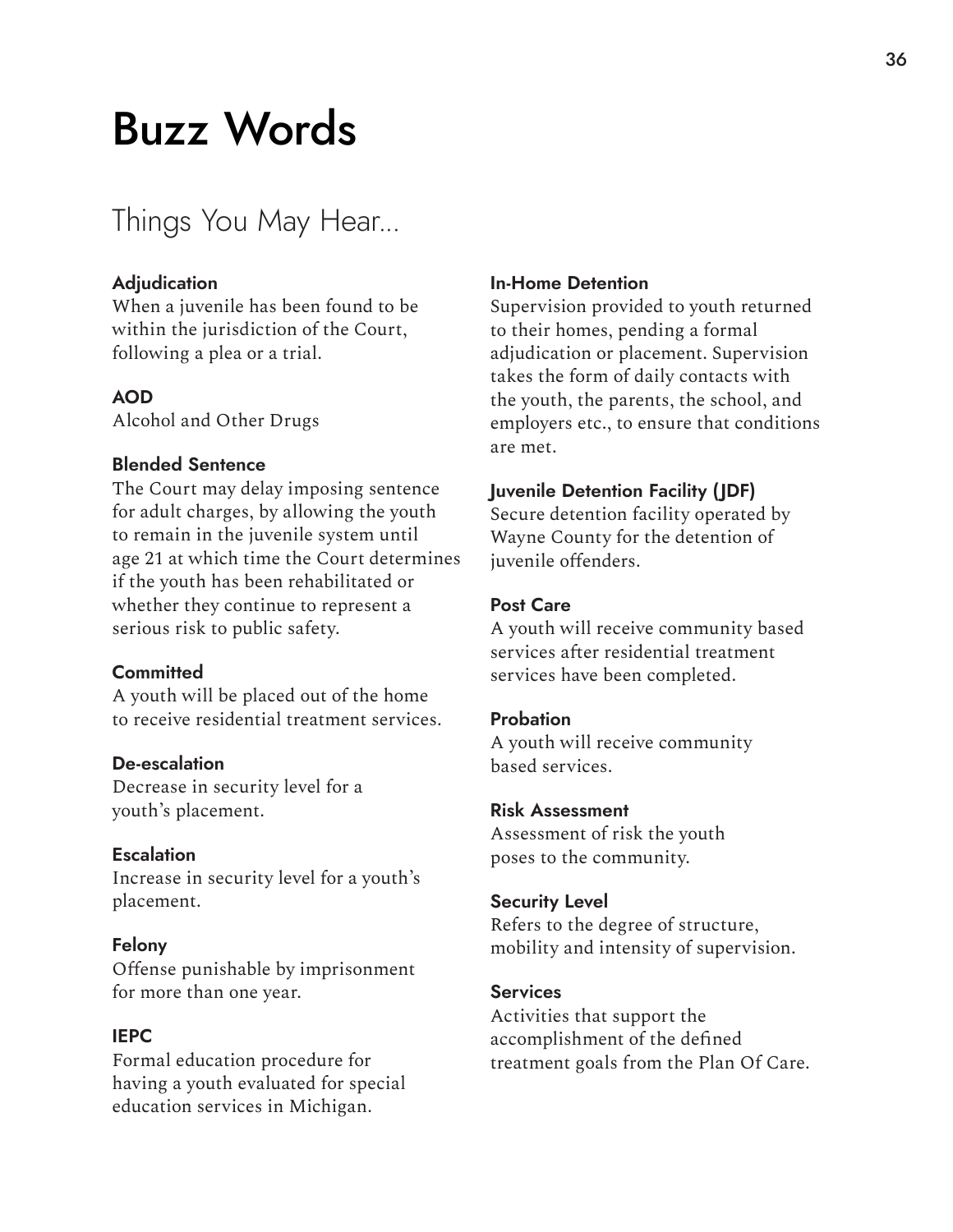# Buzz Words

## Things You May Hear...

**Adjudication**
When a juvenile has been found to be within the jurisdiction of the Court, following a plea or a trial.

**AOD**
Alcohol and Other Drugs

**Blended Sentence**
The Court may delay imposing sentence for adult charges, by allowing the youth to remain in the juvenile system until age 21 at which time the Court determines if the youth has been rehabilitated or whether they continue to represent a serious risk to public safety.

**Committed**
A youth will be placed out of the home to receive residential treatment services.

**De-escalation**
Decrease in security level for a youth's placement.

**Escalation**
Increase in security level for a youth's placement.

**Felony**
Offense punishable by imprisonment for more than one year.

**IEPC**
Formal education procedure for having a youth evaluated for special education services in Michigan.

**In-Home Detention**
Supervision provided to youth returned to their homes, pending a formal adjudication or placement. Supervision takes the form of daily contacts with the youth, the parents, the school, and employers etc., to ensure that conditions are met.

**Juvenile Detention Facility (JDF)**
Secure detention facility operated by Wayne County for the detention of juvenile offenders.

**Post Care**
A youth will receive community based services after residential treatment services have been completed.

**Probation**
A youth will receive community based services.

**Risk Assessment**
Assessment of risk the youth poses to the community.

**Security Level**
Refers to the degree of structure, mobility and intensity of supervision.

**Services**
Activities that support the accomplishment of the defined treatment goals from the Plan Of Care.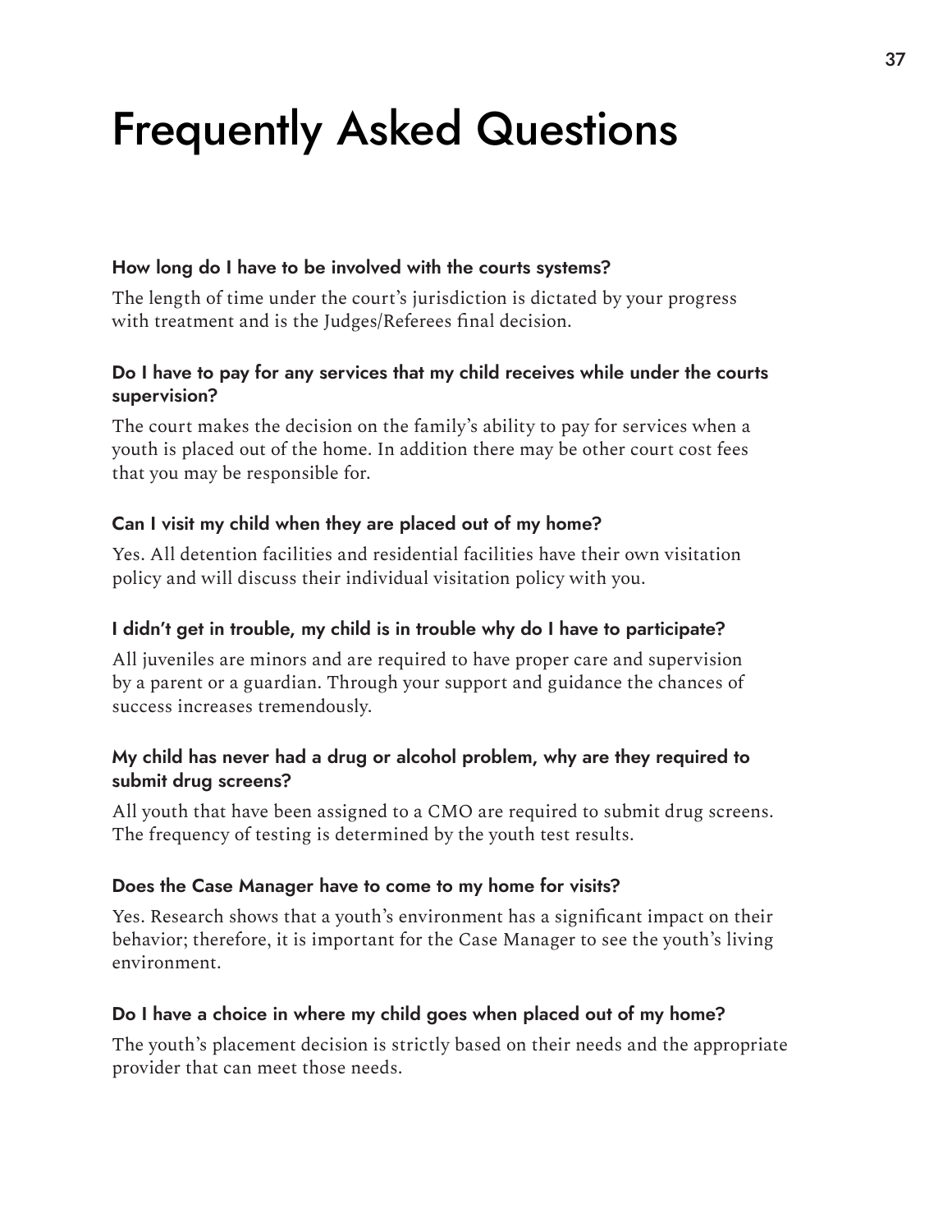# Frequently Asked Questions

**How long do I have to be involved with the courts systems?**

The length of time under the court's jurisdiction is dictated by your progress with treatment and is the Judges/Referees final decision.

**Do I have to pay for any services that my child receives while under the courts supervision?**

The court makes the decision on the family's ability to pay for services when a youth is placed out of the home. In addition there may be other court cost fees that you may be responsible for.

**Can I visit my child when they are placed out of my home?**

Yes. All detention facilities and residential facilities have their own visitation policy and will discuss their individual visitation policy with you.

**I didn't get in trouble, my child is in trouble why do I have to participate?**

All juveniles are minors and are required to have proper care and supervision by a parent or a guardian. Through your support and guidance the chances of success increases tremendously.

**My child has never had a drug or alcohol problem, why are they required to submit drug screens?**

All youth that have been assigned to a CMO are required to submit drug screens. The frequency of testing is determined by the youth test results.

**Does the Case Manager have to come to my home for visits?**

Yes. Research shows that a youth's environment has a significant impact on their behavior; therefore, it is important for the Case Manager to see the youth's living environment.

**Do I have a choice in where my child goes when placed out of my home?**

The youth's placement decision is strictly based on their needs and the appropriate provider that can meet those needs.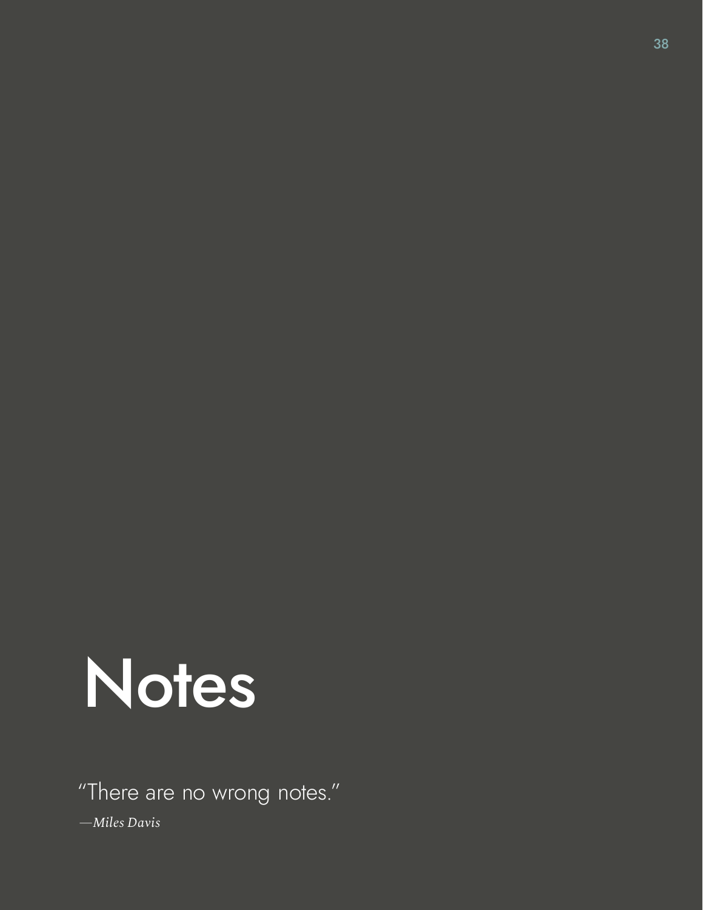# Notes

"There are no wrong notes."

*—Miles Davis*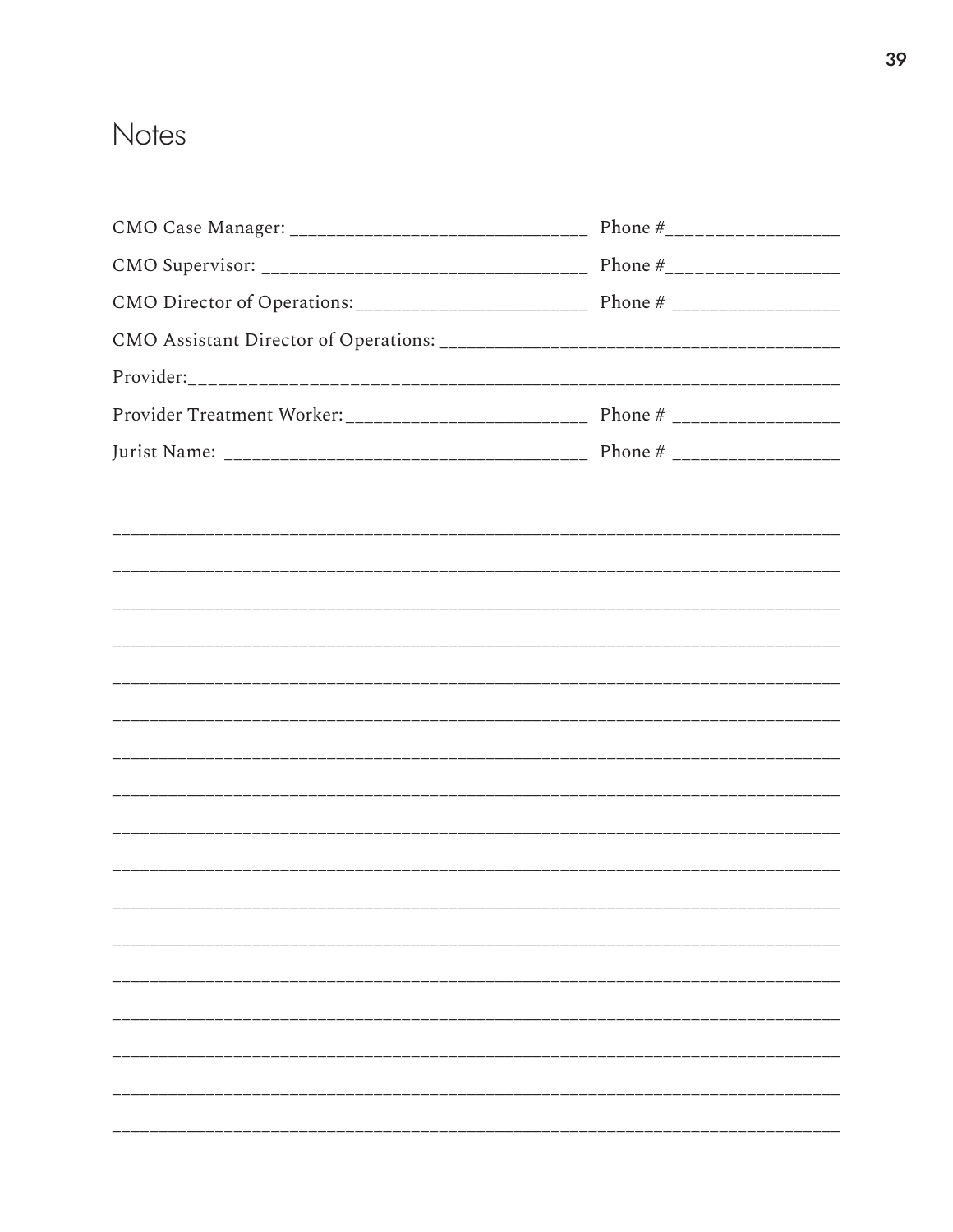# Notes

CMO Case Manager: ______________________________ Phone #_________________

CMO Supervisor: ________________________________ Phone #_________________

CMO Director of Operations:_______________________ Phone # _________________

CMO Assistant Director of Operations: ________________________________________

Provider:_____________________________________________________________

Provider Treatment Worker:________________________ Phone # _________________

Jurist Name: ___________________________________ Phone # _________________

_______________________________________________________________

_______________________________________________________________

_______________________________________________________________

_______________________________________________________________

_______________________________________________________________

_______________________________________________________________

_______________________________________________________________

_______________________________________________________________

_______________________________________________________________

_______________________________________________________________

_______________________________________________________________

_______________________________________________________________

_______________________________________________________________

_______________________________________________________________

_______________________________________________________________

_______________________________________________________________

_______________________________________________________________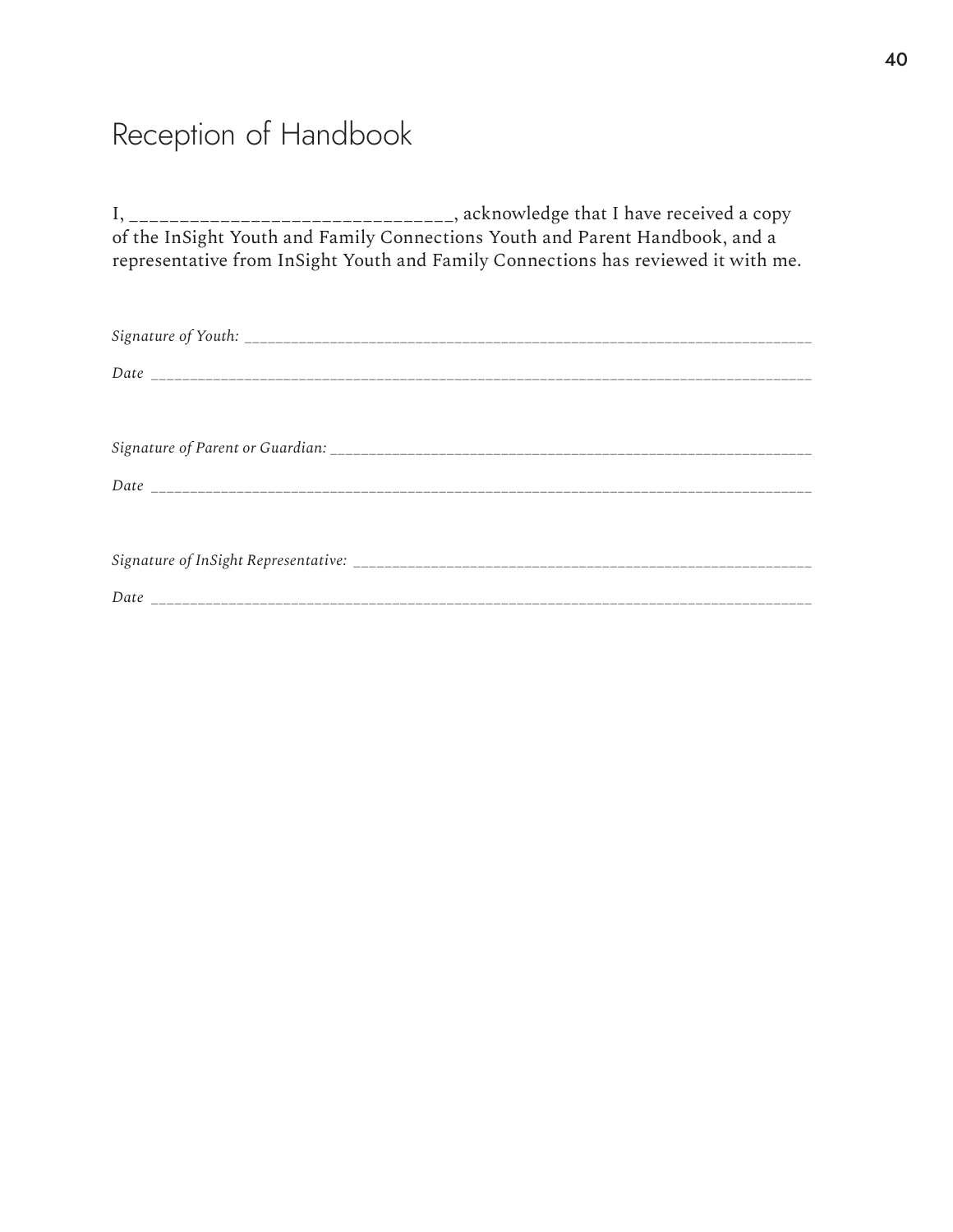# Reception of Handbook

I, ________________________________, acknowledge that I have received a copy of the InSight Youth and Family Connections Youth and Parent Handbook, and a representative from InSight Youth and Family Connections has reviewed it with me.

*Signature of Youth:* ___________________________________________________________________

*Date* ___________________________________________________________________

*Signature of Parent or Guardian:* ___________________________________________________________

*Date* ___________________________________________________________________

*Signature of InSight Representative:* ________________________________________________________

*Date* ___________________________________________________________________